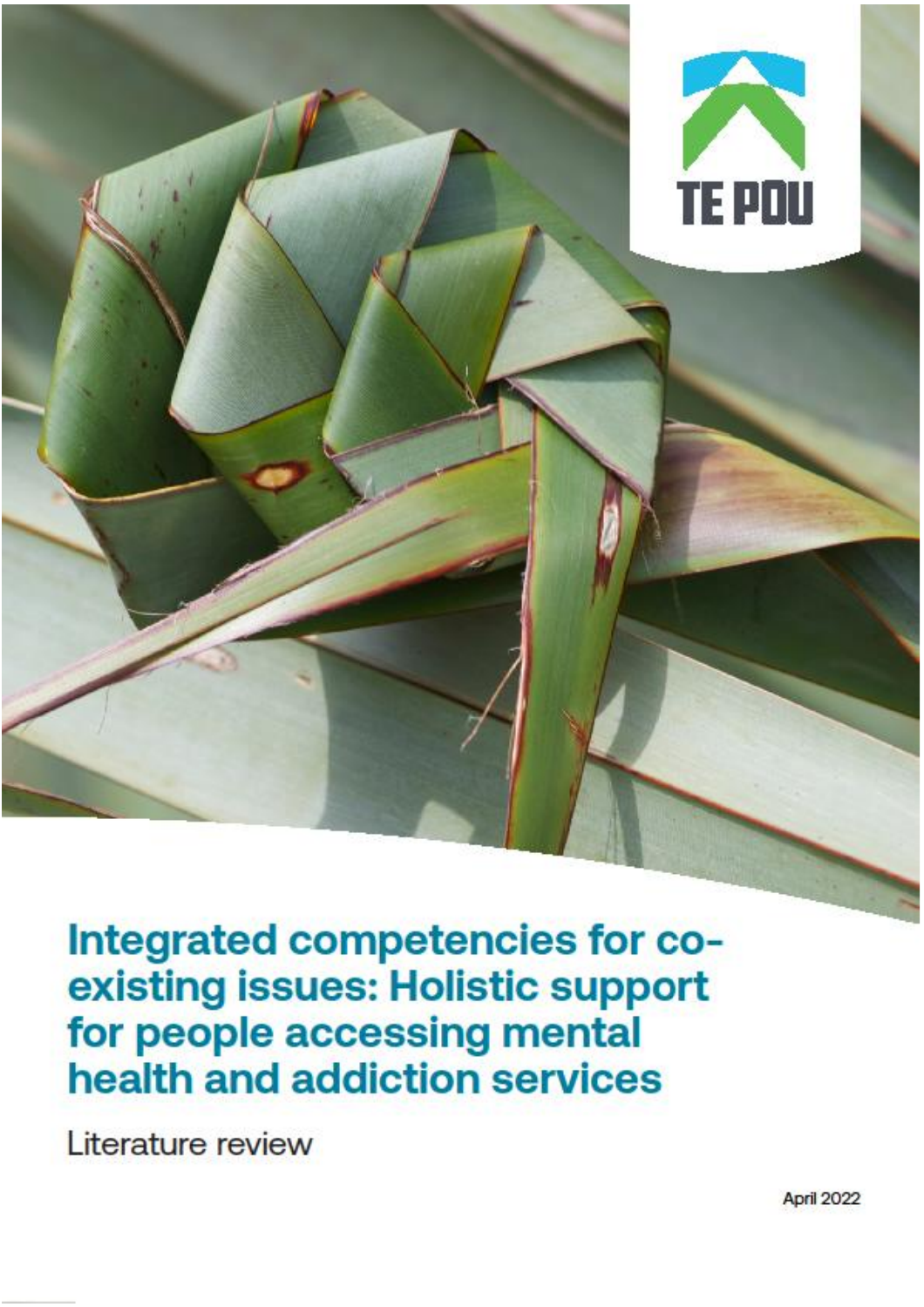TE POU

# Integrated competencies for co-existing issues: Holistic support for people accessing mental health and addiction services

Literature review

April 2022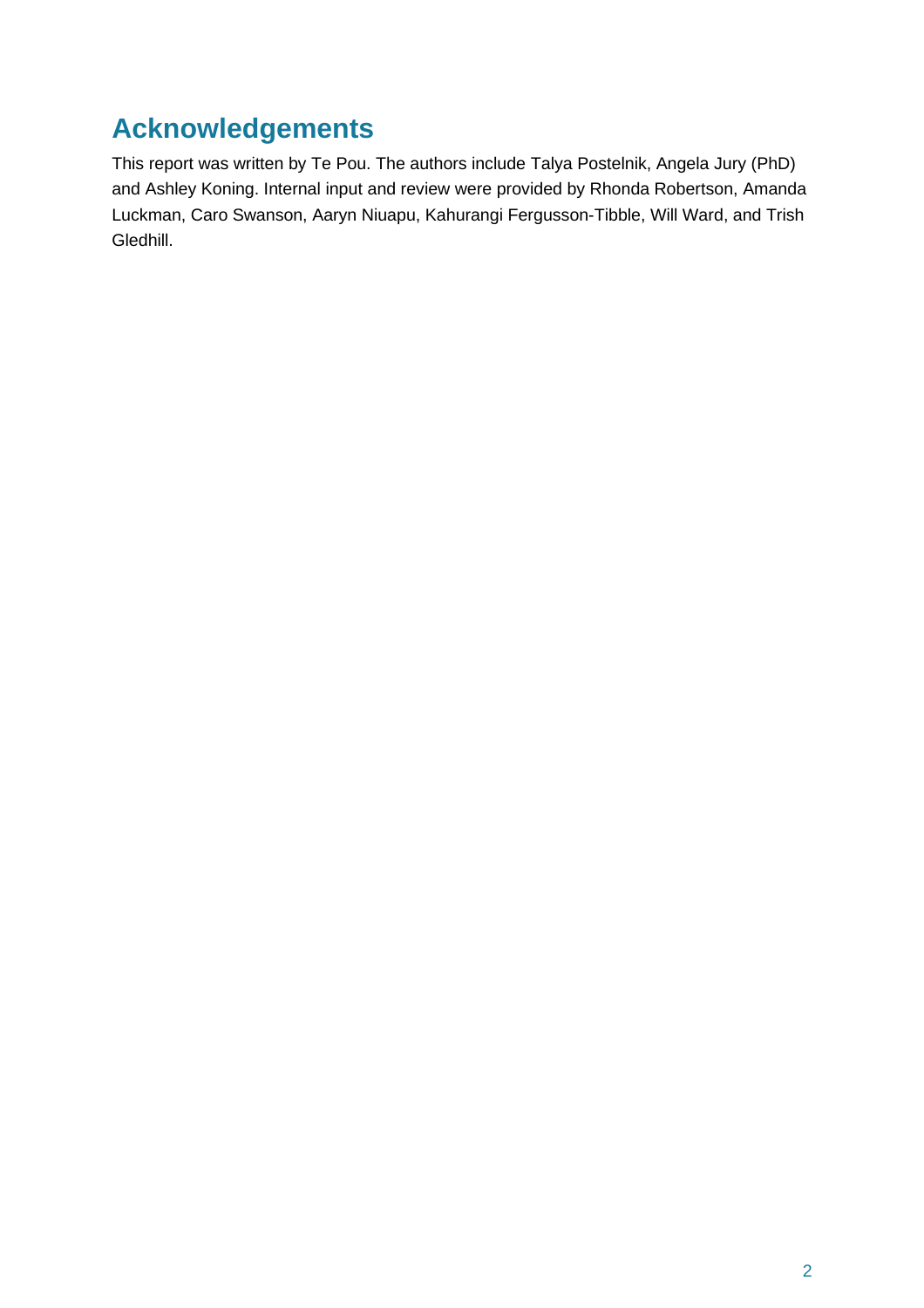# Acknowledgements

This report was written by Te Pou. The authors include Talya Postelnik, Angela Jury (PhD) and Ashley Koning. Internal input and review were provided by Rhonda Robertson, Amanda Luckman, Caro Swanson, Aaryn Niuapu, Kahurangi Fergusson-Tibble, Will Ward, and Trish Gledhill.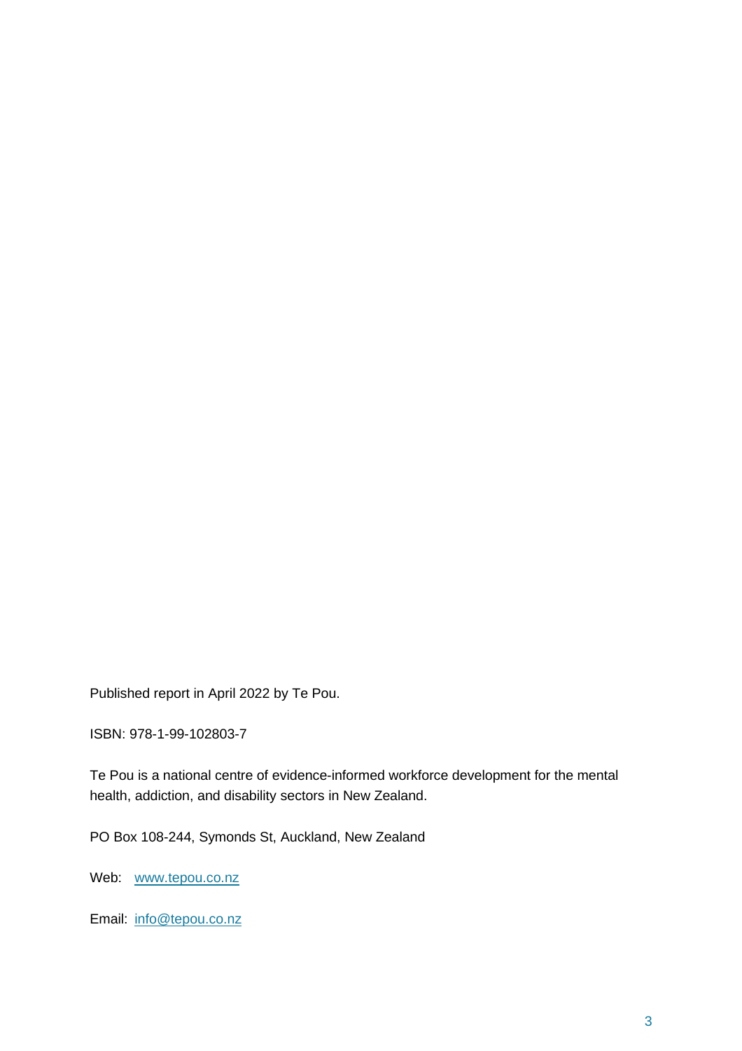Published report in April 2022 by Te Pou.

ISBN: 978-1-99-102803-7

Te Pou is a national centre of evidence-informed workforce development for the mental health, addiction, and disability sectors in New Zealand.

PO Box 108-244, Symonds St, Auckland, New Zealand

Web: [www.tepou.co.nz](http://www.tepou.co.nz)

Email: [info@tepou.co.nz](mailto:info@tepou.co.nz)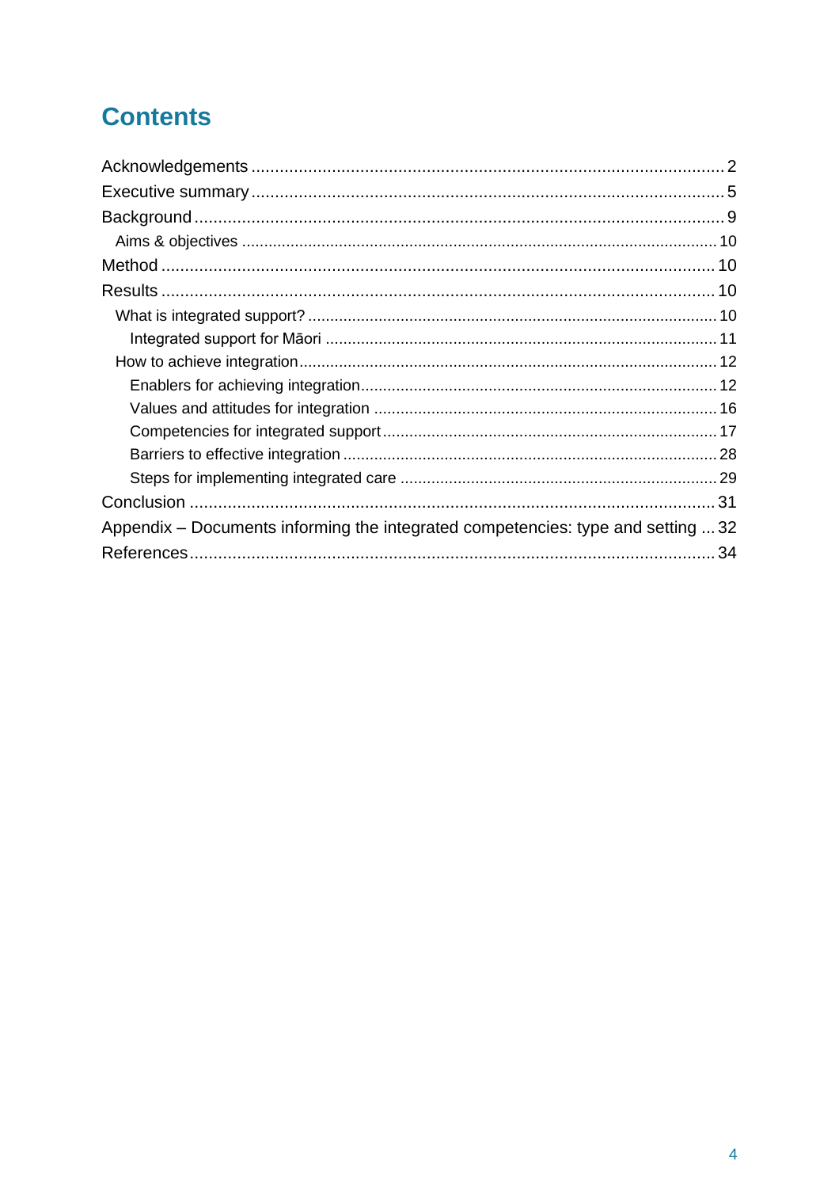# Contents

- Acknowledgements ... 2
- Executive summary ... 5
- Background ... 9
  - Aims & objectives ... 10
- Method ... 10
- Results ... 10
  - What is integrated support? ... 10
    - Integrated support for Māori ... 11
  - How to achieve integration ... 12
    - Enablers for achieving integration ... 12
    - Values and attitudes for integration ... 16
    - Competencies for integrated support ... 17
    - Barriers to effective integration ... 28
    - Steps for implementing integrated care ... 29
- Conclusion ... 31
- Appendix – Documents informing the integrated competencies: type and setting ... 32
- References ... 34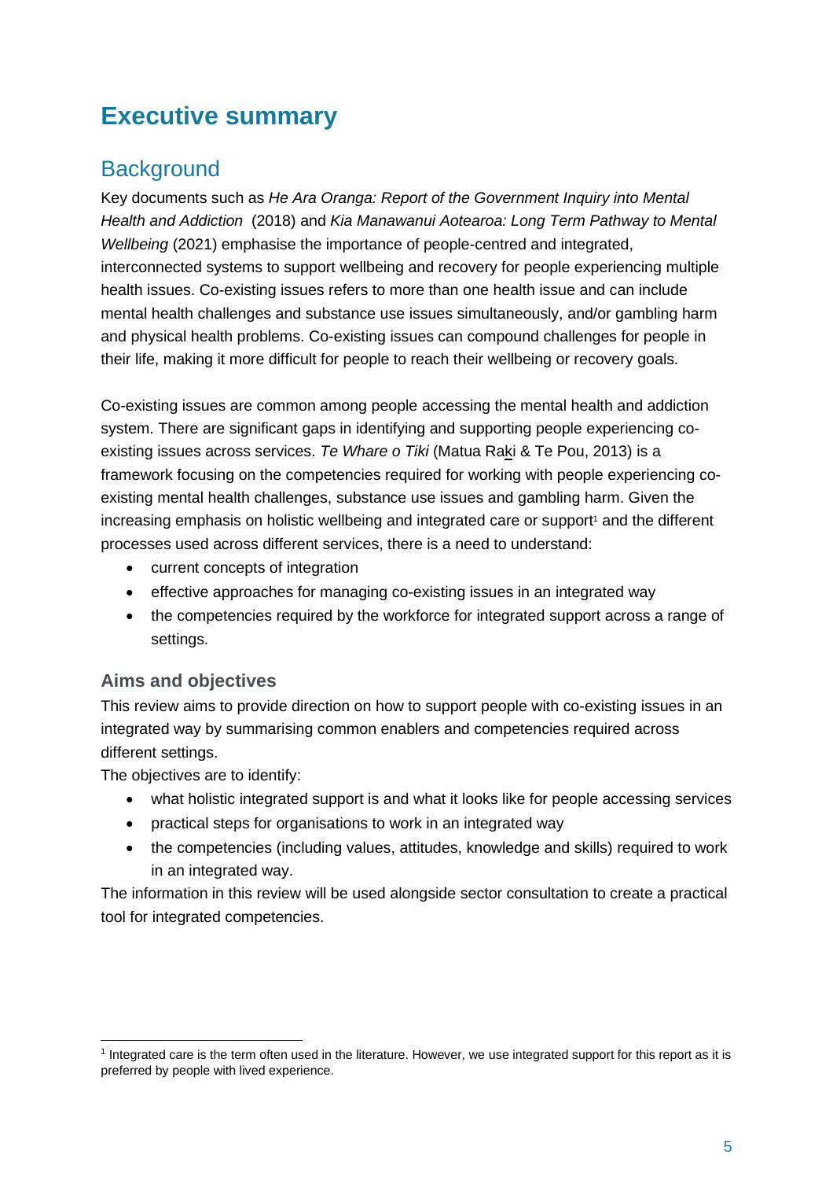# Executive summary

## Background

Key documents such as *He Ara Oranga: Report of the Government Inquiry into Mental Health and Addiction* (2018) and *Kia Manawanui Aotearoa: Long Term Pathway to Mental Wellbeing* (2021) emphasise the importance of people-centred and integrated, interconnected systems to support wellbeing and recovery for people experiencing multiple health issues. Co-existing issues refers to more than one health issue and can include mental health challenges and substance use issues simultaneously, and/or gambling harm and physical health problems. Co-existing issues can compound challenges for people in their life, making it more difficult for people to reach their wellbeing or recovery goals.

Co-existing issues are common among people accessing the mental health and addiction system. There are significant gaps in identifying and supporting people experiencing co-existing issues across services. *Te Whare o Tiki* (Matua Raki & Te Pou, 2013) is a framework focusing on the competencies required for working with people experiencing co-existing mental health challenges, substance use issues and gambling harm. Given the increasing emphasis on holistic wellbeing and integrated care or support[1] and the different processes used across different services, there is a need to understand:

- current concepts of integration
- effective approaches for managing co-existing issues in an integrated way
- the competencies required by the workforce for integrated support across a range of settings.

### Aims and objectives

This review aims to provide direction on how to support people with co-existing issues in an integrated way by summarising common enablers and competencies required across different settings.

The objectives are to identify:

- what holistic integrated support is and what it looks like for people accessing services
- practical steps for organisations to work in an integrated way
- the competencies (including values, attitudes, knowledge and skills) required to work in an integrated way.

The information in this review will be used alongside sector consultation to create a practical tool for integrated competencies.

---

[1] Integrated care is the term often used in the literature. However, we use integrated support for this report as it is preferred by people with lived experience.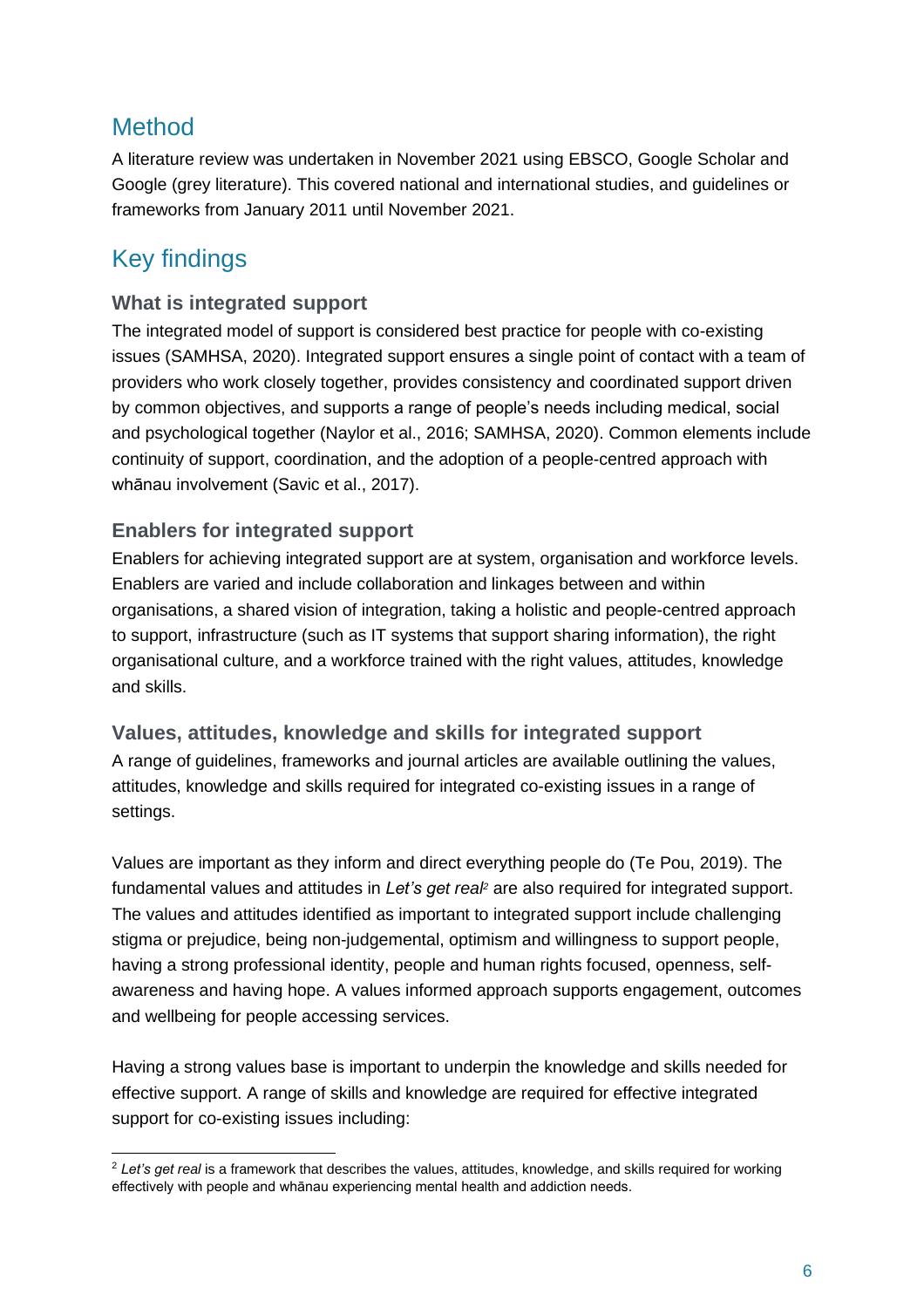## Method

A literature review was undertaken in November 2021 using EBSCO, Google Scholar and Google (grey literature). This covered national and international studies, and guidelines or frameworks from January 2011 until November 2021.

## Key findings

### What is integrated support

The integrated model of support is considered best practice for people with co-existing issues (SAMHSA, 2020). Integrated support ensures a single point of contact with a team of providers who work closely together, provides consistency and coordinated support driven by common objectives, and supports a range of people's needs including medical, social and psychological together (Naylor et al., 2016; SAMHSA, 2020). Common elements include continuity of support, coordination, and the adoption of a people-centred approach with whānau involvement (Savic et al., 2017).

### Enablers for integrated support

Enablers for achieving integrated support are at system, organisation and workforce levels. Enablers are varied and include collaboration and linkages between and within organisations, a shared vision of integration, taking a holistic and people-centred approach to support, infrastructure (such as IT systems that support sharing information), the right organisational culture, and a workforce trained with the right values, attitudes, knowledge and skills.

### Values, attitudes, knowledge and skills for integrated support

A range of guidelines, frameworks and journal articles are available outlining the values, attitudes, knowledge and skills required for integrated co-existing issues in a range of settings.

Values are important as they inform and direct everything people do (Te Pou, 2019). The fundamental values and attitudes in *Let's get real*[2] are also required for integrated support. The values and attitudes identified as important to integrated support include challenging stigma or prejudice, being non-judgemental, optimism and willingness to support people, having a strong professional identity, people and human rights focused, openness, self-awareness and having hope. A values informed approach supports engagement, outcomes and wellbeing for people accessing services.

Having a strong values base is important to underpin the knowledge and skills needed for effective support. A range of skills and knowledge are required for effective integrated support for co-existing issues including:

[2] *Let's get real* is a framework that describes the values, attitudes, knowledge, and skills required for working effectively with people and whānau experiencing mental health and addiction needs.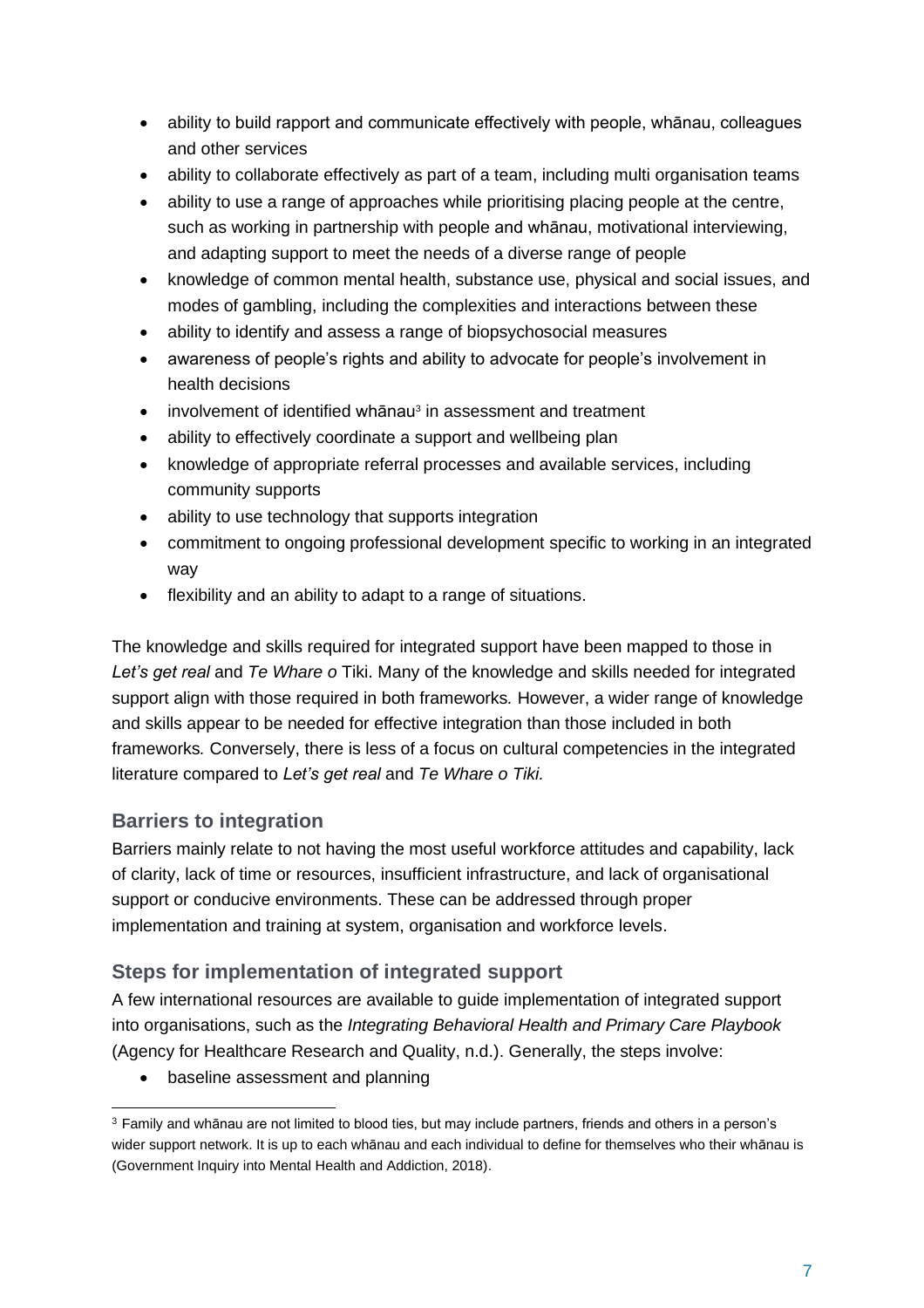- ability to build rapport and communicate effectively with people, whānau, colleagues and other services
- ability to collaborate effectively as part of a team, including multi organisation teams
- ability to use a range of approaches while prioritising placing people at the centre, such as working in partnership with people and whānau, motivational interviewing, and adapting support to meet the needs of a diverse range of people
- knowledge of common mental health, substance use, physical and social issues, and modes of gambling, including the complexities and interactions between these
- ability to identify and assess a range of biopsychosocial measures
- awareness of people's rights and ability to advocate for people's involvement in health decisions
- involvement of identified whānau[3] in assessment and treatment
- ability to effectively coordinate a support and wellbeing plan
- knowledge of appropriate referral processes and available services, including community supports
- ability to use technology that supports integration
- commitment to ongoing professional development specific to working in an integrated way
- flexibility and an ability to adapt to a range of situations.

The knowledge and skills required for integrated support have been mapped to those in *Let's get real* and *Te Whare o* Tiki. Many of the knowledge and skills needed for integrated support align with those required in both frameworks. However, a wider range of knowledge and skills appear to be needed for effective integration than those included in both frameworks. Conversely, there is less of a focus on cultural competencies in the integrated literature compared to *Let's get real* and *Te Whare o Tiki.*

## Barriers to integration

Barriers mainly relate to not having the most useful workforce attitudes and capability, lack of clarity, lack of time or resources, insufficient infrastructure, and lack of organisational support or conducive environments. These can be addressed through proper implementation and training at system, organisation and workforce levels.

## Steps for implementation of integrated support

A few international resources are available to guide implementation of integrated support into organisations, such as the *Integrating Behavioral Health and Primary Care Playbook* (Agency for Healthcare Research and Quality, n.d.). Generally, the steps involve:

- baseline assessment and planning

[3] Family and whānau are not limited to blood ties, but may include partners, friends and others in a person's wider support network. It is up to each whānau and each individual to define for themselves who their whānau is (Government Inquiry into Mental Health and Addiction, 2018).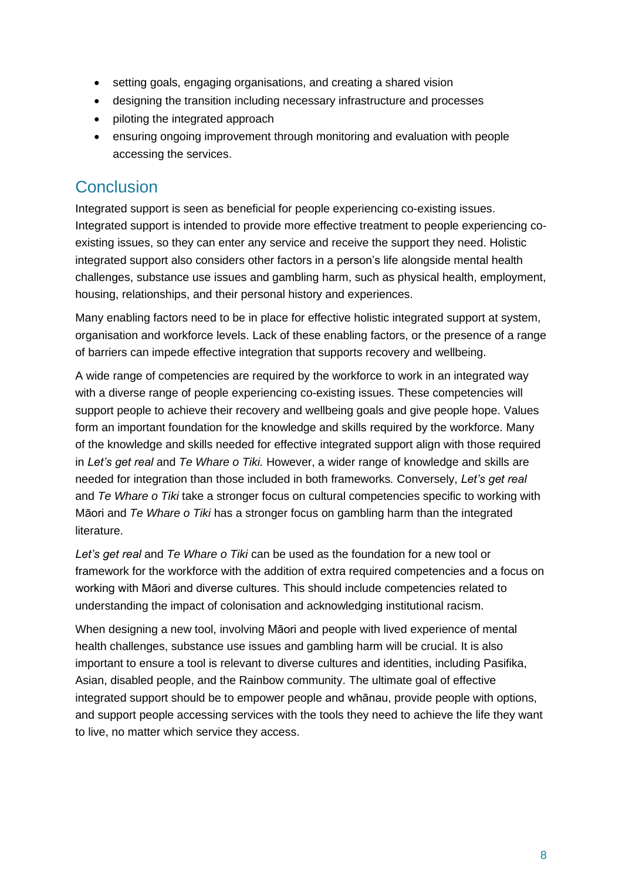- setting goals, engaging organisations, and creating a shared vision
- designing the transition including necessary infrastructure and processes
- piloting the integrated approach
- ensuring ongoing improvement through monitoring and evaluation with people accessing the services.

## Conclusion

Integrated support is seen as beneficial for people experiencing co-existing issues. Integrated support is intended to provide more effective treatment to people experiencing co-existing issues, so they can enter any service and receive the support they need. Holistic integrated support also considers other factors in a person's life alongside mental health challenges, substance use issues and gambling harm, such as physical health, employment, housing, relationships, and their personal history and experiences.

Many enabling factors need to be in place for effective holistic integrated support at system, organisation and workforce levels. Lack of these enabling factors, or the presence of a range of barriers can impede effective integration that supports recovery and wellbeing.

A wide range of competencies are required by the workforce to work in an integrated way with a diverse range of people experiencing co-existing issues. These competencies will support people to achieve their recovery and wellbeing goals and give people hope. Values form an important foundation for the knowledge and skills required by the workforce. Many of the knowledge and skills needed for effective integrated support align with those required in *Let's get real* and *Te Whare o Tiki.* However, a wider range of knowledge and skills are needed for integration than those included in both frameworks*.* Conversely, *Let's get real* and *Te Whare o Tiki* take a stronger focus on cultural competencies specific to working with Māori and *Te Whare o Tiki* has a stronger focus on gambling harm than the integrated literature.

*Let's get real* and *Te Whare o Tiki* can be used as the foundation for a new tool or framework for the workforce with the addition of extra required competencies and a focus on working with Māori and diverse cultures. This should include competencies related to understanding the impact of colonisation and acknowledging institutional racism.

When designing a new tool, involving Māori and people with lived experience of mental health challenges, substance use issues and gambling harm will be crucial. It is also important to ensure a tool is relevant to diverse cultures and identities, including Pasifika, Asian, disabled people, and the Rainbow community. The ultimate goal of effective integrated support should be to empower people and whānau, provide people with options, and support people accessing services with the tools they need to achieve the life they want to live, no matter which service they access.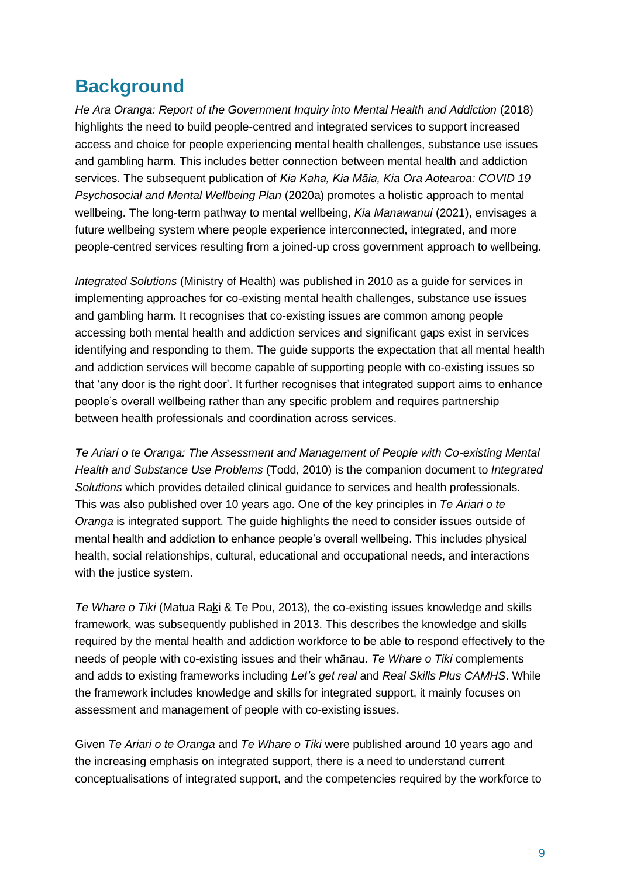## Background

*He Ara Oranga: Report of the Government Inquiry into Mental Health and Addiction* (2018) highlights the need to build people-centred and integrated services to support increased access and choice for people experiencing mental health challenges, substance use issues and gambling harm. This includes better connection between mental health and addiction services. The subsequent publication of *Kia Kaha, Kia Māia, Kia Ora Aotearoa: COVID 19 Psychosocial and Mental Wellbeing Plan* (2020a) promotes a holistic approach to mental wellbeing. The long-term pathway to mental wellbeing, *Kia Manawanui* (2021), envisages a future wellbeing system where people experience interconnected, integrated, and more people-centred services resulting from a joined-up cross government approach to wellbeing.

*Integrated Solutions* (Ministry of Health) was published in 2010 as a guide for services in implementing approaches for co-existing mental health challenges, substance use issues and gambling harm. It recognises that co-existing issues are common among people accessing both mental health and addiction services and significant gaps exist in services identifying and responding to them. The guide supports the expectation that all mental health and addiction services will become capable of supporting people with co-existing issues so that 'any door is the right door'. It further recognises that integrated support aims to enhance people's overall wellbeing rather than any specific problem and requires partnership between health professionals and coordination across services.

*Te Ariari o te Oranga: The Assessment and Management of People with Co-existing Mental Health and Substance Use Problems* (Todd, 2010) is the companion document to *Integrated Solutions* which provides detailed clinical guidance to services and health professionals. This was also published over 10 years ago. One of the key principles in *Te Ariari o te Oranga* is integrated support. The guide highlights the need to consider issues outside of mental health and addiction to enhance people's overall wellbeing. This includes physical health, social relationships, cultural, educational and occupational needs, and interactions with the justice system.

*Te Whare o Tiki* (Matua Raki & Te Pou, 2013), the co-existing issues knowledge and skills framework, was subsequently published in 2013. This describes the knowledge and skills required by the mental health and addiction workforce to be able to respond effectively to the needs of people with co-existing issues and their whānau. *Te Whare o Tiki* complements and adds to existing frameworks including *Let's get real* and *Real Skills Plus CAMHS*. While the framework includes knowledge and skills for integrated support, it mainly focuses on assessment and management of people with co-existing issues.

Given *Te Ariari o te Oranga* and *Te Whare o Tiki* were published around 10 years ago and the increasing emphasis on integrated support, there is a need to understand current conceptualisations of integrated support, and the competencies required by the workforce to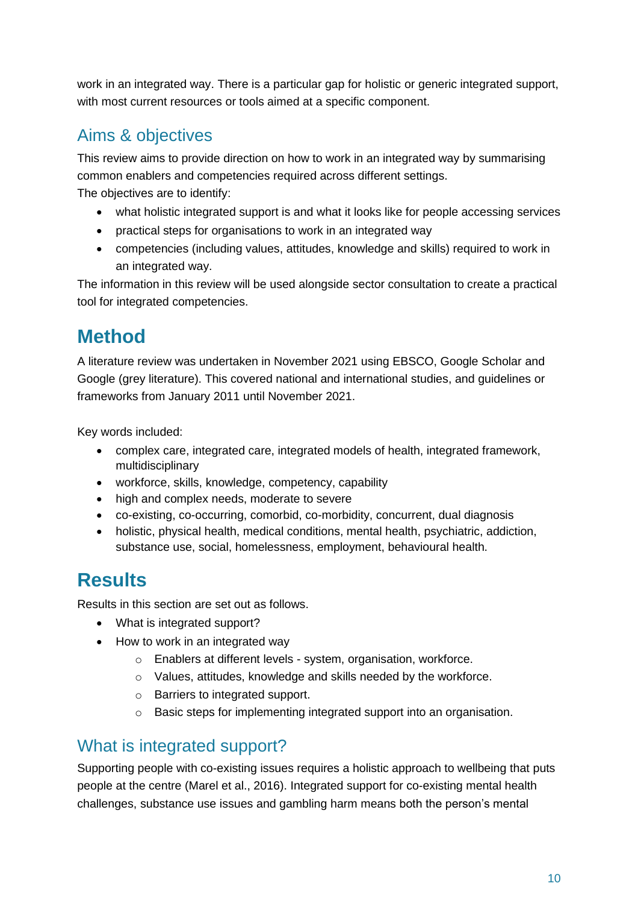work in an integrated way. There is a particular gap for holistic or generic integrated support, with most current resources or tools aimed at a specific component.

## Aims & objectives

This review aims to provide direction on how to work in an integrated way by summarising common enablers and competencies required across different settings.

The objectives are to identify:

- what holistic integrated support is and what it looks like for people accessing services
- practical steps for organisations to work in an integrated way
- competencies (including values, attitudes, knowledge and skills) required to work in an integrated way.

The information in this review will be used alongside sector consultation to create a practical tool for integrated competencies.

# Method

A literature review was undertaken in November 2021 using EBSCO, Google Scholar and Google (grey literature). This covered national and international studies, and guidelines or frameworks from January 2011 until November 2021.

Key words included:

- complex care, integrated care, integrated models of health, integrated framework, multidisciplinary
- workforce, skills, knowledge, competency, capability
- high and complex needs, moderate to severe
- co-existing, co-occurring, comorbid, co-morbidity, concurrent, dual diagnosis
- holistic, physical health, medical conditions, mental health, psychiatric, addiction, substance use, social, homelessness, employment, behavioural health.

# Results

Results in this section are set out as follows.

- What is integrated support?
- How to work in an integrated way
  - Enablers at different levels - system, organisation, workforce.
  - Values, attitudes, knowledge and skills needed by the workforce.
  - Barriers to integrated support.
  - Basic steps for implementing integrated support into an organisation.

## What is integrated support?

Supporting people with co-existing issues requires a holistic approach to wellbeing that puts people at the centre (Marel et al., 2016). Integrated support for co-existing mental health challenges, substance use issues and gambling harm means both the person's mental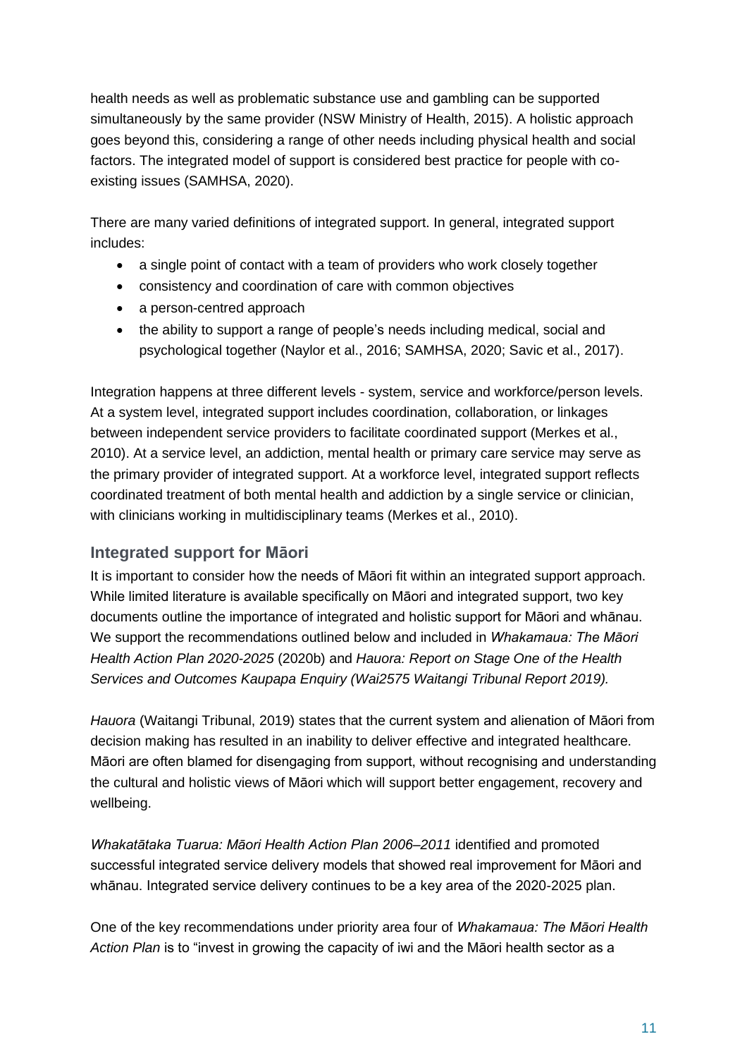health needs as well as problematic substance use and gambling can be supported simultaneously by the same provider (NSW Ministry of Health, 2015). A holistic approach goes beyond this, considering a range of other needs including physical health and social factors. The integrated model of support is considered best practice for people with co-existing issues (SAMHSA, 2020).

There are many varied definitions of integrated support. In general, integrated support includes:

- a single point of contact with a team of providers who work closely together
- consistency and coordination of care with common objectives
- a person-centred approach
- the ability to support a range of people's needs including medical, social and psychological together (Naylor et al., 2016; SAMHSA, 2020; Savic et al., 2017).

Integration happens at three different levels - system, service and workforce/person levels. At a system level, integrated support includes coordination, collaboration, or linkages between independent service providers to facilitate coordinated support (Merkes et al., 2010). At a service level, an addiction, mental health or primary care service may serve as the primary provider of integrated support. At a workforce level, integrated support reflects coordinated treatment of both mental health and addiction by a single service or clinician, with clinicians working in multidisciplinary teams (Merkes et al., 2010).

### Integrated support for Māori

It is important to consider how the needs of Māori fit within an integrated support approach. While limited literature is available specifically on Māori and integrated support, two key documents outline the importance of integrated and holistic support for Māori and whānau. We support the recommendations outlined below and included in *Whakamaua: The Māori Health Action Plan 2020-2025* (2020b) and *Hauora: Report on Stage One of the Health Services and Outcomes Kaupapa Enquiry (Wai2575 Waitangi Tribunal Report 2019).*

*Hauora* (Waitangi Tribunal, 2019) states that the current system and alienation of Māori from decision making has resulted in an inability to deliver effective and integrated healthcare. Māori are often blamed for disengaging from support, without recognising and understanding the cultural and holistic views of Māori which will support better engagement, recovery and wellbeing.

*Whakatātaka Tuarua: Māori Health Action Plan 2006–2011* identified and promoted successful integrated service delivery models that showed real improvement for Māori and whānau. Integrated service delivery continues to be a key area of the 2020-2025 plan.

One of the key recommendations under priority area four of *Whakamaua: The Māori Health Action Plan* is to "invest in growing the capacity of iwi and the Māori health sector as a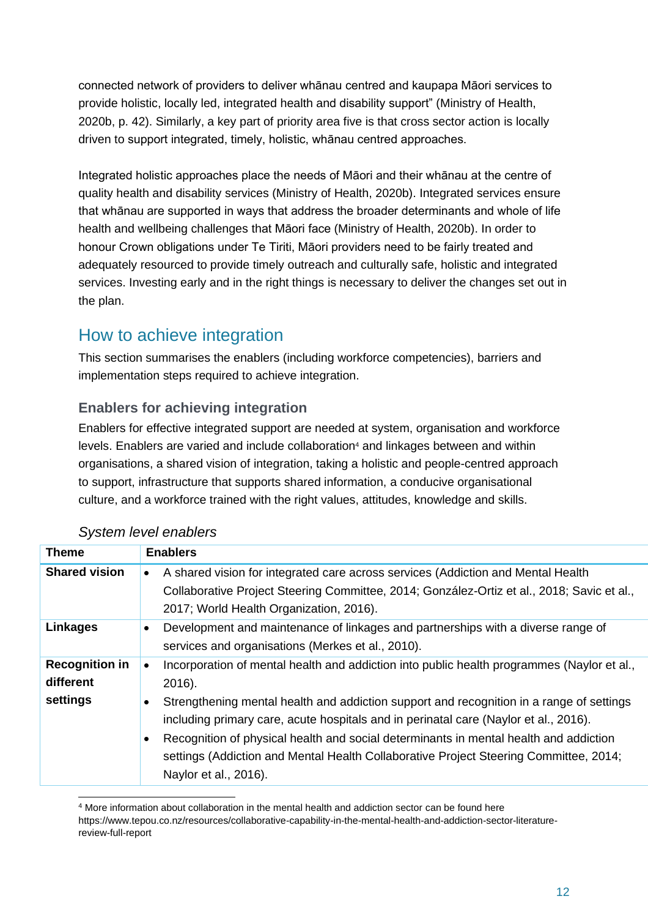connected network of providers to deliver whānau centred and kaupapa Māori services to provide holistic, locally led, integrated health and disability support" (Ministry of Health, 2020b, p. 42). Similarly, a key part of priority area five is that cross sector action is locally driven to support integrated, timely, holistic, whānau centred approaches.

Integrated holistic approaches place the needs of Māori and their whānau at the centre of quality health and disability services (Ministry of Health, 2020b). Integrated services ensure that whānau are supported in ways that address the broader determinants and whole of life health and wellbeing challenges that Māori face (Ministry of Health, 2020b). In order to honour Crown obligations under Te Tiriti, Māori providers need to be fairly treated and adequately resourced to provide timely outreach and culturally safe, holistic and integrated services. Investing early and in the right things is necessary to deliver the changes set out in the plan.

## How to achieve integration

This section summarises the enablers (including workforce competencies), barriers and implementation steps required to achieve integration.

### Enablers for achieving integration

Enablers for effective integrated support are needed at system, organisation and workforce levels. Enablers are varied and include collaboration[4] and linkages between and within organisations, a shared vision of integration, taking a holistic and people-centred approach to support, infrastructure that supports shared information, a conducive organisational culture, and a workforce trained with the right values, attitudes, knowledge and skills.

*System level enablers*

| Theme | Enablers |
|---|---|
| **Shared vision** | • A shared vision for integrated care across services (Addiction and Mental Health Collaborative Project Steering Committee, 2014; González-Ortiz et al., 2018; Savic et al., 2017; World Health Organization, 2016). |
| **Linkages** | • Development and maintenance of linkages and partnerships with a diverse range of services and organisations (Merkes et al., 2010). |
| **Recognition in different settings** | • Incorporation of mental health and addiction into public health programmes (Naylor et al., 2016).<br>• Strengthening mental health and addiction support and recognition in a range of settings including primary care, acute hospitals and in perinatal care (Naylor et al., 2016).<br>• Recognition of physical health and social determinants in mental health and addiction settings (Addiction and Mental Health Collaborative Project Steering Committee, 2014; Naylor et al., 2016). |

[4] More information about collaboration in the mental health and addiction sector can be found here https://www.tepou.co.nz/resources/collaborative-capability-in-the-mental-health-and-addiction-sector-literature-review-full-report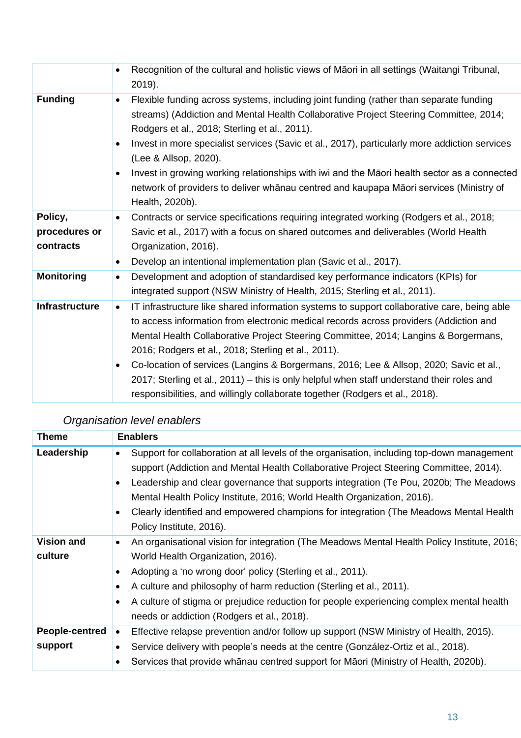| | |
|---|---|
| | • Recognition of the cultural and holistic views of Māori in all settings (Waitangi Tribunal, 2019). |
| **Funding** | • Flexible funding across systems, including joint funding (rather than separate funding streams) (Addiction and Mental Health Collaborative Project Steering Committee, 2014; Rodgers et al., 2018; Sterling et al., 2011).<br>• Invest in more specialist services (Savic et al., 2017), particularly more addiction services (Lee & Allsop, 2020).<br>• Invest in growing working relationships with iwi and the Māori health sector as a connected network of providers to deliver whānau centred and kaupapa Māori services (Ministry of Health, 2020b). |
| **Policy, procedures or contracts** | • Contracts or service specifications requiring integrated working (Rodgers et al., 2018; Savic et al., 2017) with a focus on shared outcomes and deliverables (World Health Organization, 2016).<br>• Develop an intentional implementation plan (Savic et al., 2017). |
| **Monitoring** | • Development and adoption of standardised key performance indicators (KPIs) for integrated support (NSW Ministry of Health, 2015; Sterling et al., 2011). |
| **Infrastructure** | • IT infrastructure like shared information systems to support collaborative care, being able to access information from electronic medical records across providers (Addiction and Mental Health Collaborative Project Steering Committee, 2014; Langins & Borgermans, 2016; Rodgers et al., 2018; Sterling et al., 2011).<br>• Co-location of services (Langins & Borgermans, 2016; Lee & Allsop, 2020; Savic et al., 2017; Sterling et al., 2011) – this is only helpful when staff understand their roles and responsibilities, and willingly collaborate together (Rodgers et al., 2018). |

### *Organisation level enablers*

| Theme | Enablers |
|---|---|
| **Leadership** | • Support for collaboration at all levels of the organisation, including top-down management support (Addiction and Mental Health Collaborative Project Steering Committee, 2014).<br>• Leadership and clear governance that supports integration (Te Pou, 2020b; The Meadows Mental Health Policy Institute, 2016; World Health Organization, 2016).<br>• Clearly identified and empowered champions for integration (The Meadows Mental Health Policy Institute, 2016). |
| **Vision and culture** | • An organisational vision for integration (The Meadows Mental Health Policy Institute, 2016; World Health Organization, 2016).<br>• Adopting a 'no wrong door' policy (Sterling et al., 2011).<br>• A culture and philosophy of harm reduction (Sterling et al., 2011).<br>• A culture of stigma or prejudice reduction for people experiencing complex mental health needs or addiction (Rodgers et al., 2018). |
| **People-centred support** | • Effective relapse prevention and/or follow up support (NSW Ministry of Health, 2015).<br>• Service delivery with people's needs at the centre (González-Ortiz et al., 2018).<br>• Services that provide whānau centred support for Māori (Ministry of Health, 2020b). |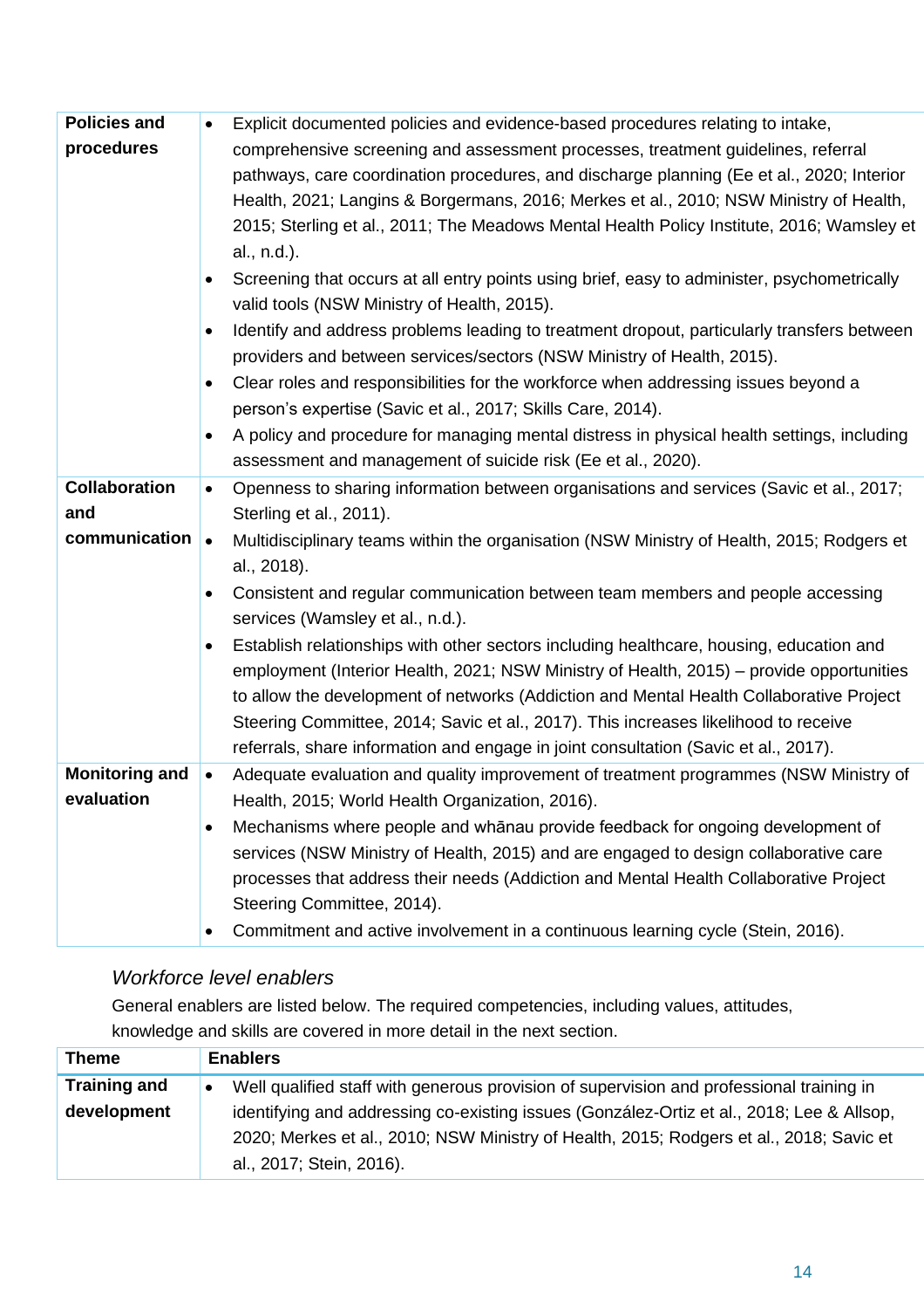| | |
|---|---|
| **Policies and procedures** | • Explicit documented policies and evidence-based procedures relating to intake, comprehensive screening and assessment processes, treatment guidelines, referral pathways, care coordination procedures, and discharge planning (Ee et al., 2020; Interior Health, 2021; Langins & Borgermans, 2016; Merkes et al., 2010; NSW Ministry of Health, 2015; Sterling et al., 2011; The Meadows Mental Health Policy Institute, 2016; Wamsley et al., n.d.).<br>• Screening that occurs at all entry points using brief, easy to administer, psychometrically valid tools (NSW Ministry of Health, 2015).<br>• Identify and address problems leading to treatment dropout, particularly transfers between providers and between services/sectors (NSW Ministry of Health, 2015).<br>• Clear roles and responsibilities for the workforce when addressing issues beyond a person's expertise (Savic et al., 2017; Skills Care, 2014).<br>• A policy and procedure for managing mental distress in physical health settings, including assessment and management of suicide risk (Ee et al., 2020). |
| **Collaboration and communication** | • Openness to sharing information between organisations and services (Savic et al., 2017; Sterling et al., 2011).<br>• Multidisciplinary teams within the organisation (NSW Ministry of Health, 2015; Rodgers et al., 2018).<br>• Consistent and regular communication between team members and people accessing services (Wamsley et al., n.d.).<br>• Establish relationships with other sectors including healthcare, housing, education and employment (Interior Health, 2021; NSW Ministry of Health, 2015) – provide opportunities to allow the development of networks (Addiction and Mental Health Collaborative Project Steering Committee, 2014; Savic et al., 2017). This increases likelihood to receive referrals, share information and engage in joint consultation (Savic et al., 2017). |
| **Monitoring and evaluation** | • Adequate evaluation and quality improvement of treatment programmes (NSW Ministry of Health, 2015; World Health Organization, 2016).<br>• Mechanisms where people and whānau provide feedback for ongoing development of services (NSW Ministry of Health, 2015) and are engaged to design collaborative care processes that address their needs (Addiction and Mental Health Collaborative Project Steering Committee, 2014).<br>• Commitment and active involvement in a continuous learning cycle (Stein, 2016). |

### *Workforce level enablers*

General enablers are listed below. The required competencies, including values, attitudes, knowledge and skills are covered in more detail in the next section.

| Theme | Enablers |
|---|---|
| **Training and development** | • Well qualified staff with generous provision of supervision and professional training in identifying and addressing co-existing issues (González-Ortiz et al., 2018; Lee & Allsop, 2020; Merkes et al., 2010; NSW Ministry of Health, 2015; Rodgers et al., 2018; Savic et al., 2017; Stein, 2016). |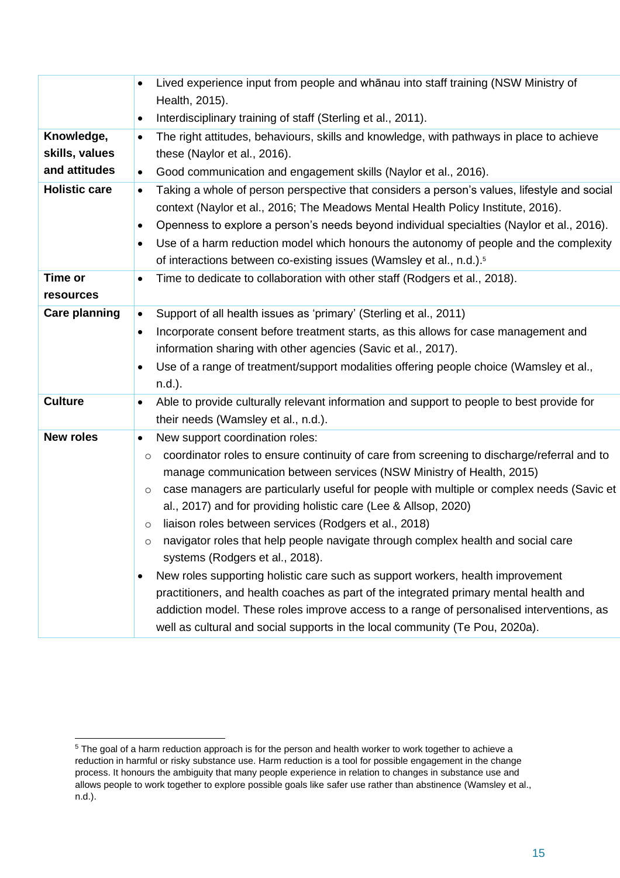| | |
|---|---|
| | • Lived experience input from people and whānau into staff training (NSW Ministry of Health, 2015).<br>• Interdisciplinary training of staff (Sterling et al., 2011). |
| **Knowledge, skills, values and attitudes** | • The right attitudes, behaviours, skills and knowledge, with pathways in place to achieve these (Naylor et al., 2016).<br>• Good communication and engagement skills (Naylor et al., 2016). |
| **Holistic care** | • Taking a whole of person perspective that considers a person's values, lifestyle and social context (Naylor et al., 2016; The Meadows Mental Health Policy Institute, 2016).<br>• Openness to explore a person's needs beyond individual specialties (Naylor et al., 2016).<br>• Use of a harm reduction model which honours the autonomy of people and the complexity of interactions between co-existing issues (Wamsley et al., n.d.).[5] |
| **Time or resources** | • Time to dedicate to collaboration with other staff (Rodgers et al., 2018). |
| **Care planning** | • Support of all health issues as 'primary' (Sterling et al., 2011)<br>• Incorporate consent before treatment starts, as this allows for case management and information sharing with other agencies (Savic et al., 2017).<br>• Use of a range of treatment/support modalities offering people choice (Wamsley et al., n.d.). |
| **Culture** | • Able to provide culturally relevant information and support to people to best provide for their needs (Wamsley et al., n.d.). |
| **New roles** | • New support coordination roles:<br>  ◦ coordinator roles to ensure continuity of care from screening to discharge/referral and to manage communication between services (NSW Ministry of Health, 2015)<br>  ◦ case managers are particularly useful for people with multiple or complex needs (Savic et al., 2017) and for providing holistic care (Lee & Allsop, 2020)<br>  ◦ liaison roles between services (Rodgers et al., 2018)<br>  ◦ navigator roles that help people navigate through complex health and social care systems (Rodgers et al., 2018).<br>• New roles supporting holistic care such as support workers, health improvement practitioners, and health coaches as part of the integrated primary mental health and addiction model. These roles improve access to a range of personalised interventions, as well as cultural and social supports in the local community (Te Pou, 2020a). |

[5] The goal of a harm reduction approach is for the person and health worker to work together to achieve a reduction in harmful or risky substance use. Harm reduction is a tool for possible engagement in the change process. It honours the ambiguity that many people experience in relation to changes in substance use and allows people to work together to explore possible goals like safer use rather than abstinence (Wamsley et al., n.d.).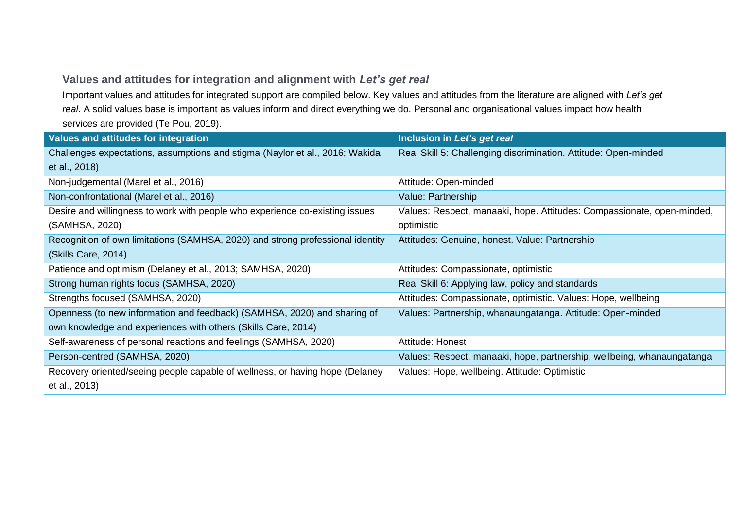### Values and attitudes for integration and alignment with *Let's get real*

Important values and attitudes for integrated support are compiled below. Key values and attitudes from the literature are aligned with *Let's get real*. A solid values base is important as values inform and direct everything we do. Personal and organisational values impact how health services are provided (Te Pou, 2019).

| Values and attitudes for integration | Inclusion in *Let's get real* |
|---|---|
| Challenges expectations, assumptions and stigma (Naylor et al., 2016; Wakida et al., 2018) | Real Skill 5: Challenging discrimination. Attitude: Open-minded |
| Non-judgemental (Marel et al., 2016) | Attitude: Open-minded |
| Non-confrontational (Marel et al., 2016) | Value: Partnership |
| Desire and willingness to work with people who experience co-existing issues (SAMHSA, 2020) | Values: Respect, manaaki, hope. Attitudes: Compassionate, open-minded, optimistic |
| Recognition of own limitations (SAMHSA, 2020) and strong professional identity (Skills Care, 2014) | Attitudes: Genuine, honest. Value: Partnership |
| Patience and optimism (Delaney et al., 2013; SAMHSA, 2020) | Attitudes: Compassionate, optimistic |
| Strong human rights focus (SAMHSA, 2020) | Real Skill 6: Applying law, policy and standards |
| Strengths focused (SAMHSA, 2020) | Attitudes: Compassionate, optimistic. Values: Hope, wellbeing |
| Openness (to new information and feedback) (SAMHSA, 2020) and sharing of own knowledge and experiences with others (Skills Care, 2014) | Values: Partnership, whanaungatanga. Attitude: Open-minded |
| Self-awareness of personal reactions and feelings (SAMHSA, 2020) | Attitude: Honest |
| Person-centred (SAMHSA, 2020) | Values: Respect, manaaki, hope, partnership, wellbeing, whanaungatanga |
| Recovery oriented/seeing people capable of wellness, or having hope (Delaney et al., 2013) | Values: Hope, wellbeing. Attitude: Optimistic |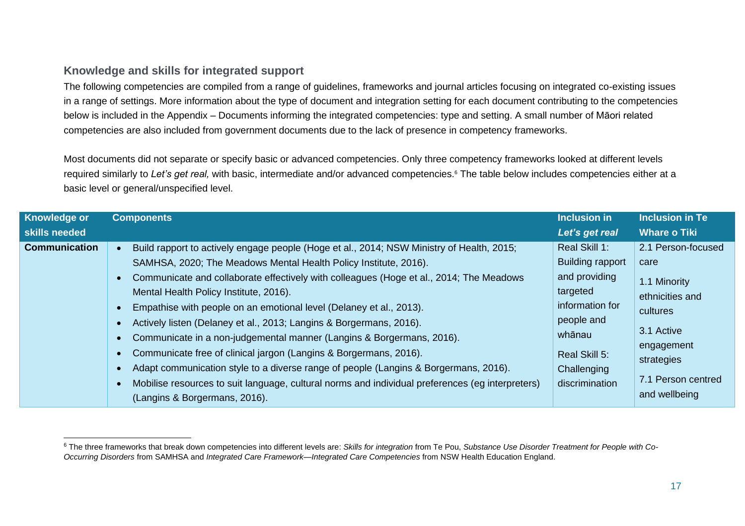### Knowledge and skills for integrated support

The following competencies are compiled from a range of guidelines, frameworks and journal articles focusing on integrated co-existing issues in a range of settings. More information about the type of document and integration setting for each document contributing to the competencies below is included in the Appendix – Documents informing the integrated competencies: type and setting. A small number of Māori related competencies are also included from government documents due to the lack of presence in competency frameworks.

Most documents did not separate or specify basic or advanced competencies. Only three competency frameworks looked at different levels required similarly to *Let's get real,* with basic, intermediate and/or advanced competencies.[6] The table below includes competencies either at a basic level or general/unspecified level.

| Knowledge or skills needed | Components | Inclusion in *Let's get real* | Inclusion in Te Whare o Tiki |
|---|---|---|---|
| **Communication** | • Build rapport to actively engage people (Hoge et al., 2014; NSW Ministry of Health, 2015; SAMHSA, 2020; The Meadows Mental Health Policy Institute, 2016).<br>• Communicate and collaborate effectively with colleagues (Hoge et al., 2014; The Meadows Mental Health Policy Institute, 2016).<br>• Empathise with people on an emotional level (Delaney et al., 2013).<br>• Actively listen (Delaney et al., 2013; Langins & Borgermans, 2016).<br>• Communicate in a non-judgemental manner (Langins & Borgermans, 2016).<br>• Communicate free of clinical jargon (Langins & Borgermans, 2016).<br>• Adapt communication style to a diverse range of people (Langins & Borgermans, 2016).<br>• Mobilise resources to suit language, cultural norms and individual preferences (eg interpreters) (Langins & Borgermans, 2016). | Real Skill 1: Building rapport and providing targeted information for people and whānau<br><br>Real Skill 5: Challenging discrimination | 2.1 Person-focused care<br><br>1.1 Minority ethnicities and cultures<br><br>3.1 Active engagement strategies<br><br>7.1 Person centred and wellbeing |

[6] The three frameworks that break down competencies into different levels are: *Skills for integration* from Te Pou, *Substance Use Disorder Treatment for People with Co-Occurring Disorders* from SAMHSA and *Integrated Care Framework—Integrated Care Competencies* from NSW Health Education England.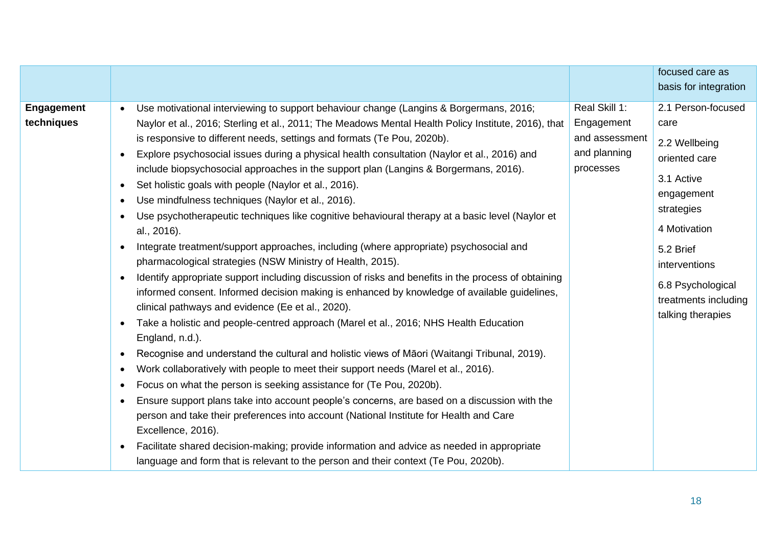| | | | focused care as basis for integration |
|---|---|---|---|
| **Engagement techniques** | • Use motivational interviewing to support behaviour change (Langins & Borgermans, 2016; Naylor et al., 2016; Sterling et al., 2011; The Meadows Mental Health Policy Institute, 2016), that is responsive to different needs, settings and formats (Te Pou, 2020b).<br>• Explore psychosocial issues during a physical health consultation (Naylor et al., 2016) and include biopsychosocial approaches in the support plan (Langins & Borgermans, 2016).<br>• Set holistic goals with people (Naylor et al., 2016).<br>• Use mindfulness techniques (Naylor et al., 2016).<br>• Use psychotherapeutic techniques like cognitive behavioural therapy at a basic level (Naylor et al., 2016).<br>• Integrate treatment/support approaches, including (where appropriate) psychosocial and pharmacological strategies (NSW Ministry of Health, 2015).<br>• Identify appropriate support including discussion of risks and benefits in the process of obtaining informed consent. Informed decision making is enhanced by knowledge of available guidelines, clinical pathways and evidence (Ee et al., 2020).<br>• Take a holistic and people-centred approach (Marel et al., 2016; NHS Health Education England, n.d.).<br>• Recognise and understand the cultural and holistic views of Māori (Waitangi Tribunal, 2019).<br>• Work collaboratively with people to meet their support needs (Marel et al., 2016).<br>• Focus on what the person is seeking assistance for (Te Pou, 2020b).<br>• Ensure support plans take into account people's concerns, are based on a discussion with the person and take their preferences into account (National Institute for Health and Care Excellence, 2016).<br>• Facilitate shared decision-making; provide information and advice as needed in appropriate language and form that is relevant to the person and their context (Te Pou, 2020b). | Real Skill 1: Engagement and assessment and planning processes | 2.1 Person-focused care<br><br>2.2 Wellbeing oriented care<br><br>3.1 Active engagement strategies<br><br>4 Motivation<br><br>5.2 Brief interventions<br><br>6.8 Psychological treatments including talking therapies |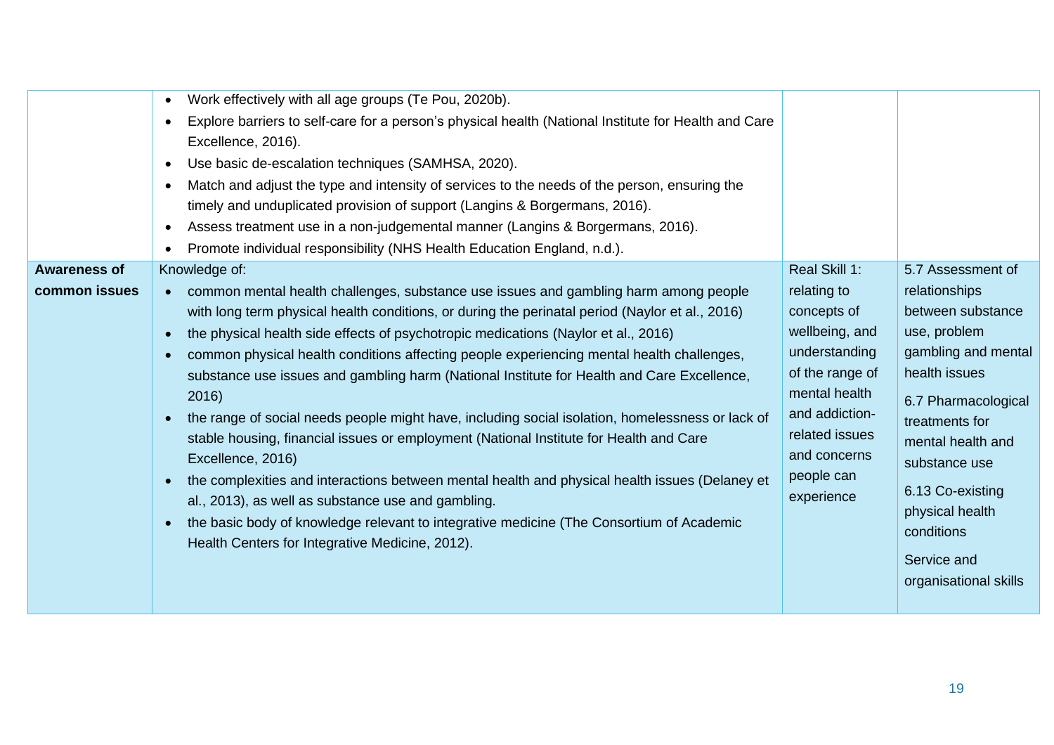| | | | |
|---|---|---|---|
| | • Work effectively with all age groups (Te Pou, 2020b).<br>• Explore barriers to self-care for a person's physical health (National Institute for Health and Care Excellence, 2016).<br>• Use basic de-escalation techniques (SAMHSA, 2020).<br>• Match and adjust the type and intensity of services to the needs of the person, ensuring the timely and unduplicated provision of support (Langins & Borgermans, 2016).<br>• Assess treatment use in a non-judgemental manner (Langins & Borgermans, 2016).<br>• Promote individual responsibility (NHS Health Education England, n.d.). | | |
| **Awareness of common issues** | Knowledge of:<br>• common mental health challenges, substance use issues and gambling harm among people with long term physical health conditions, or during the perinatal period (Naylor et al., 2016)<br>• the physical health side effects of psychotropic medications (Naylor et al., 2016)<br>• common physical health conditions affecting people experiencing mental health challenges, substance use issues and gambling harm (National Institute for Health and Care Excellence, 2016)<br>• the range of social needs people might have, including social isolation, homelessness or lack of stable housing, financial issues or employment (National Institute for Health and Care Excellence, 2016)<br>• the complexities and interactions between mental health and physical health issues (Delaney et al., 2013), as well as substance use and gambling.<br>• the basic body of knowledge relevant to integrative medicine (The Consortium of Academic Health Centers for Integrative Medicine, 2012). | Real Skill 1: relating to concepts of wellbeing, and understanding of the range of mental health and addiction-related issues and concerns people can experience | 5.7 Assessment of relationships between substance use, problem gambling and mental health issues<br>6.7 Pharmacological treatments for mental health and substance use<br>6.13 Co-existing physical health conditions<br>Service and organisational skills |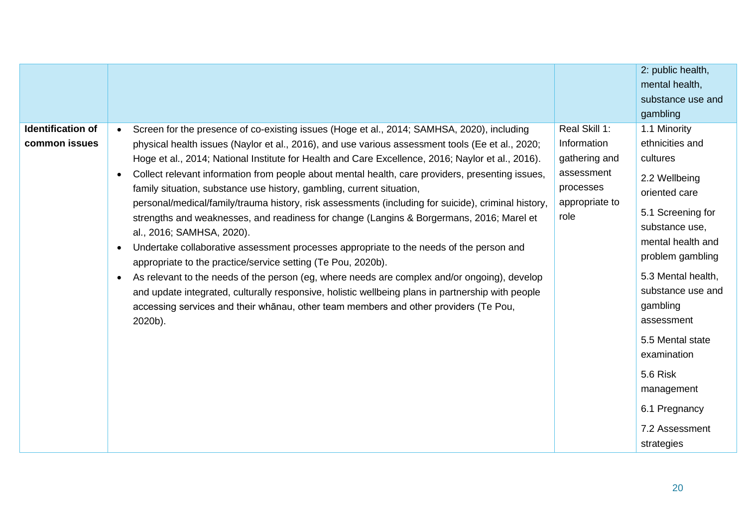| | | | 2: public health, mental health, substance use and gambling |
|---|---|---|---|
| **Identification of common issues** | • Screen for the presence of co-existing issues (Hoge et al., 2014; SAMHSA, 2020), including physical health issues (Naylor et al., 2016), and use various assessment tools (Ee et al., 2020; Hoge et al., 2014; National Institute for Health and Care Excellence, 2016; Naylor et al., 2016).<br>• Collect relevant information from people about mental health, care providers, presenting issues, family situation, substance use history, gambling, current situation, personal/medical/family/trauma history, risk assessments (including for suicide), criminal history, strengths and weaknesses, and readiness for change (Langins & Borgermans, 2016; Marel et al., 2016; SAMHSA, 2020).<br>• Undertake collaborative assessment processes appropriate to the needs of the person and appropriate to the practice/service setting (Te Pou, 2020b).<br>• As relevant to the needs of the person (eg, where needs are complex and/or ongoing), develop and update integrated, culturally responsive, holistic wellbeing plans in partnership with people accessing services and their whānau, other team members and other providers (Te Pou, 2020b). | Real Skill 1: Information gathering and assessment processes appropriate to role | 1.1 Minority ethnicities and cultures<br>2.2 Wellbeing oriented care<br>5.1 Screening for substance use, mental health and problem gambling<br>5.3 Mental health, substance use and gambling assessment<br>5.5 Mental state examination<br>5.6 Risk management<br>6.1 Pregnancy<br>7.2 Assessment strategies |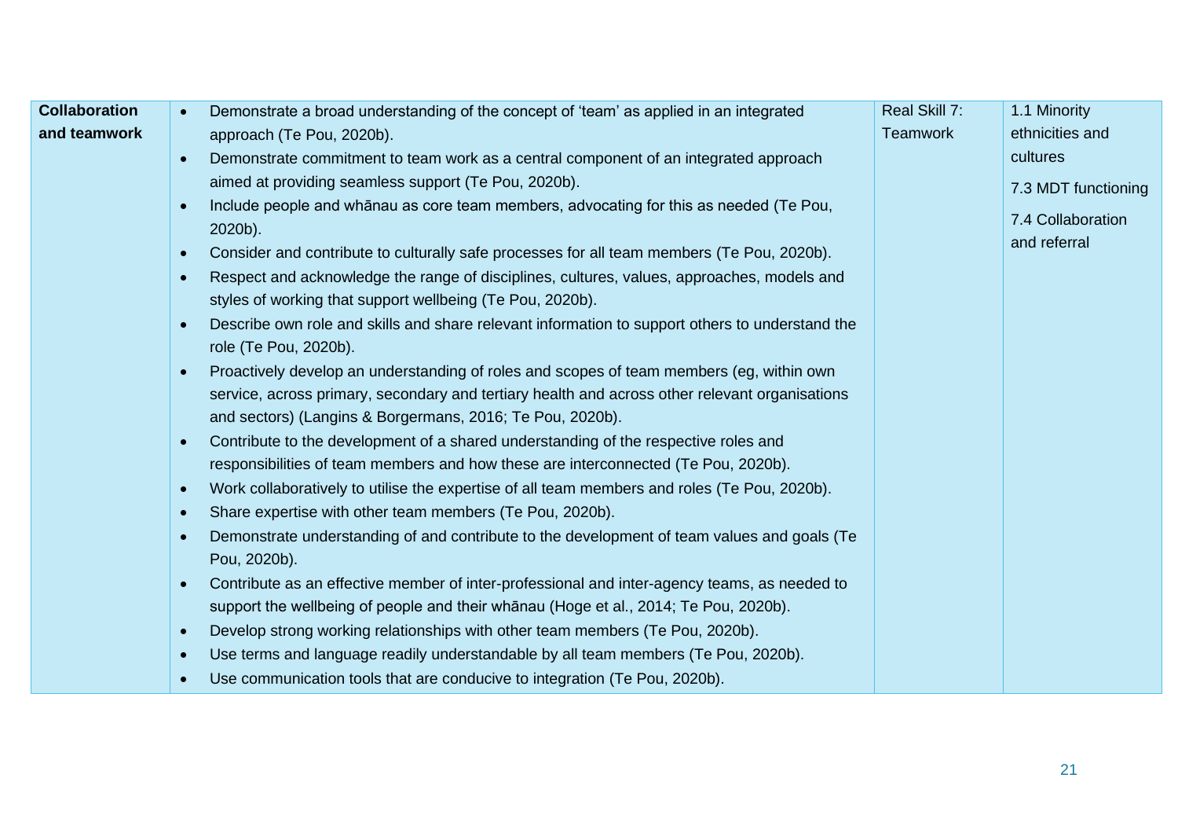| | | | |
|---|---|---|---|
| **Collaboration and teamwork** | • Demonstrate a broad understanding of the concept of 'team' as applied in an integrated approach (Te Pou, 2020b).<br>• Demonstrate commitment to team work as a central component of an integrated approach aimed at providing seamless support (Te Pou, 2020b).<br>• Include people and whānau as core team members, advocating for this as needed (Te Pou, 2020b).<br>• Consider and contribute to culturally safe processes for all team members (Te Pou, 2020b).<br>• Respect and acknowledge the range of disciplines, cultures, values, approaches, models and styles of working that support wellbeing (Te Pou, 2020b).<br>• Describe own role and skills and share relevant information to support others to understand the role (Te Pou, 2020b).<br>• Proactively develop an understanding of roles and scopes of team members (eg, within own service, across primary, secondary and tertiary health and across other relevant organisations and sectors) (Langins & Borgermans, 2016; Te Pou, 2020b).<br>• Contribute to the development of a shared understanding of the respective roles and responsibilities of team members and how these are interconnected (Te Pou, 2020b).<br>• Work collaboratively to utilise the expertise of all team members and roles (Te Pou, 2020b).<br>• Share expertise with other team members (Te Pou, 2020b).<br>• Demonstrate understanding of and contribute to the development of team values and goals (Te Pou, 2020b).<br>• Contribute as an effective member of inter-professional and inter-agency teams, as needed to support the wellbeing of people and their whānau (Hoge et al., 2014; Te Pou, 2020b).<br>• Develop strong working relationships with other team members (Te Pou, 2020b).<br>• Use terms and language readily understandable by all team members (Te Pou, 2020b).<br>• Use communication tools that are conducive to integration (Te Pou, 2020b). | Real Skill 7: Teamwork | 1.1 Minority ethnicities and cultures<br>7.3 MDT functioning<br>7.4 Collaboration and referral |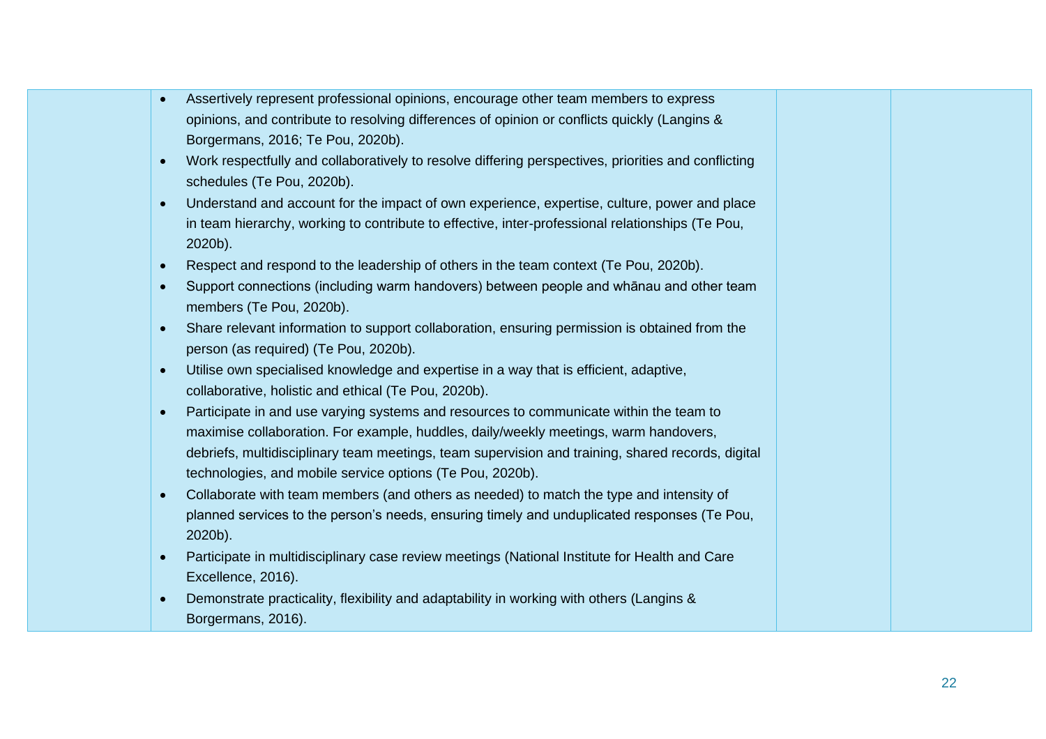| | | | |
|---|---|---|---|
| | <ul><li>Assertively represent professional opinions, encourage other team members to express opinions, and contribute to resolving differences of opinion or conflicts quickly (Langins & Borgermans, 2016; Te Pou, 2020b).</li><li>Work respectfully and collaboratively to resolve differing perspectives, priorities and conflicting schedules (Te Pou, 2020b).</li><li>Understand and account for the impact of own experience, expertise, culture, power and place in team hierarchy, working to contribute to effective, inter-professional relationships (Te Pou, 2020b).</li><li>Respect and respond to the leadership of others in the team context (Te Pou, 2020b).</li><li>Support connections (including warm handovers) between people and whānau and other team members (Te Pou, 2020b).</li><li>Share relevant information to support collaboration, ensuring permission is obtained from the person (as required) (Te Pou, 2020b).</li><li>Utilise own specialised knowledge and expertise in a way that is efficient, adaptive, collaborative, holistic and ethical (Te Pou, 2020b).</li><li>Participate in and use varying systems and resources to communicate within the team to maximise collaboration. For example, huddles, daily/weekly meetings, warm handovers, debriefs, multidisciplinary team meetings, team supervision and training, shared records, digital technologies, and mobile service options (Te Pou, 2020b).</li><li>Collaborate with team members (and others as needed) to match the type and intensity of planned services to the person's needs, ensuring timely and unduplicated responses (Te Pou, 2020b).</li><li>Participate in multidisciplinary case review meetings (National Institute for Health and Care Excellence, 2016).</li><li>Demonstrate practicality, flexibility and adaptability in working with others (Langins & Borgermans, 2016).</li></ul> | | |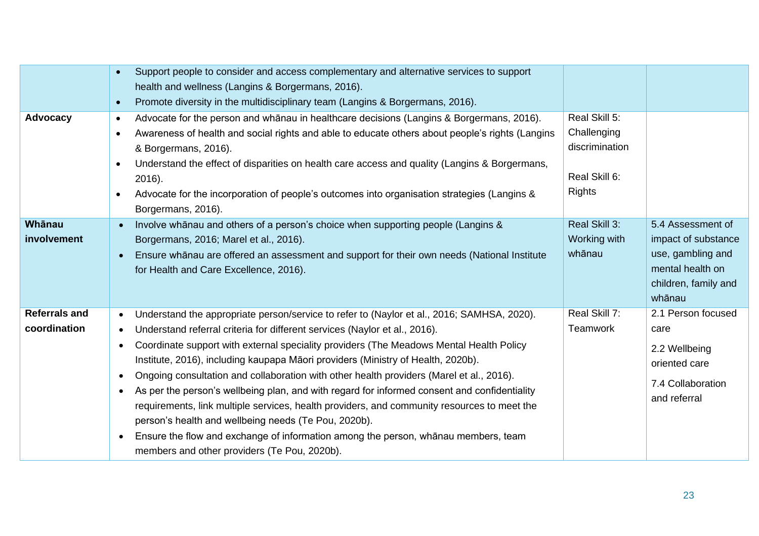| | | | |
|---|---|---|---|
| | • Support people to consider and access complementary and alternative services to support health and wellness (Langins & Borgermans, 2016).<br>• Promote diversity in the multidisciplinary team (Langins & Borgermans, 2016). | | |
| **Advocacy** | • Advocate for the person and whānau in healthcare decisions (Langins & Borgermans, 2016).<br>• Awareness of health and social rights and able to educate others about people's rights (Langins & Borgermans, 2016).<br>• Understand the effect of disparities on health care access and quality (Langins & Borgermans, 2016).<br>• Advocate for the incorporation of people's outcomes into organisation strategies (Langins & Borgermans, 2016). | Real Skill 5: Challenging discrimination<br><br>Real Skill 6: Rights | |
| **Whānau involvement** | • Involve whānau and others of a person's choice when supporting people (Langins & Borgermans, 2016; Marel et al., 2016).<br>• Ensure whānau are offered an assessment and support for their own needs (National Institute for Health and Care Excellence, 2016). | Real Skill 3: Working with whānau | 5.4 Assessment of impact of substance use, gambling and mental health on children, family and whānau |
| **Referrals and coordination** | • Understand the appropriate person/service to refer to (Naylor et al., 2016; SAMHSA, 2020).<br>• Understand referral criteria for different services (Naylor et al., 2016).<br>• Coordinate support with external speciality providers (The Meadows Mental Health Policy Institute, 2016), including kaupapa Māori providers (Ministry of Health, 2020b).<br>• Ongoing consultation and collaboration with other health providers (Marel et al., 2016).<br>• As per the person's wellbeing plan, and with regard for informed consent and confidentiality requirements, link multiple services, health providers, and community resources to meet the person's health and wellbeing needs (Te Pou, 2020b).<br>• Ensure the flow and exchange of information among the person, whānau members, team members and other providers (Te Pou, 2020b). | Real Skill 7: Teamwork | 2.1 Person focused care<br><br>2.2 Wellbeing oriented care<br><br>7.4 Collaboration and referral |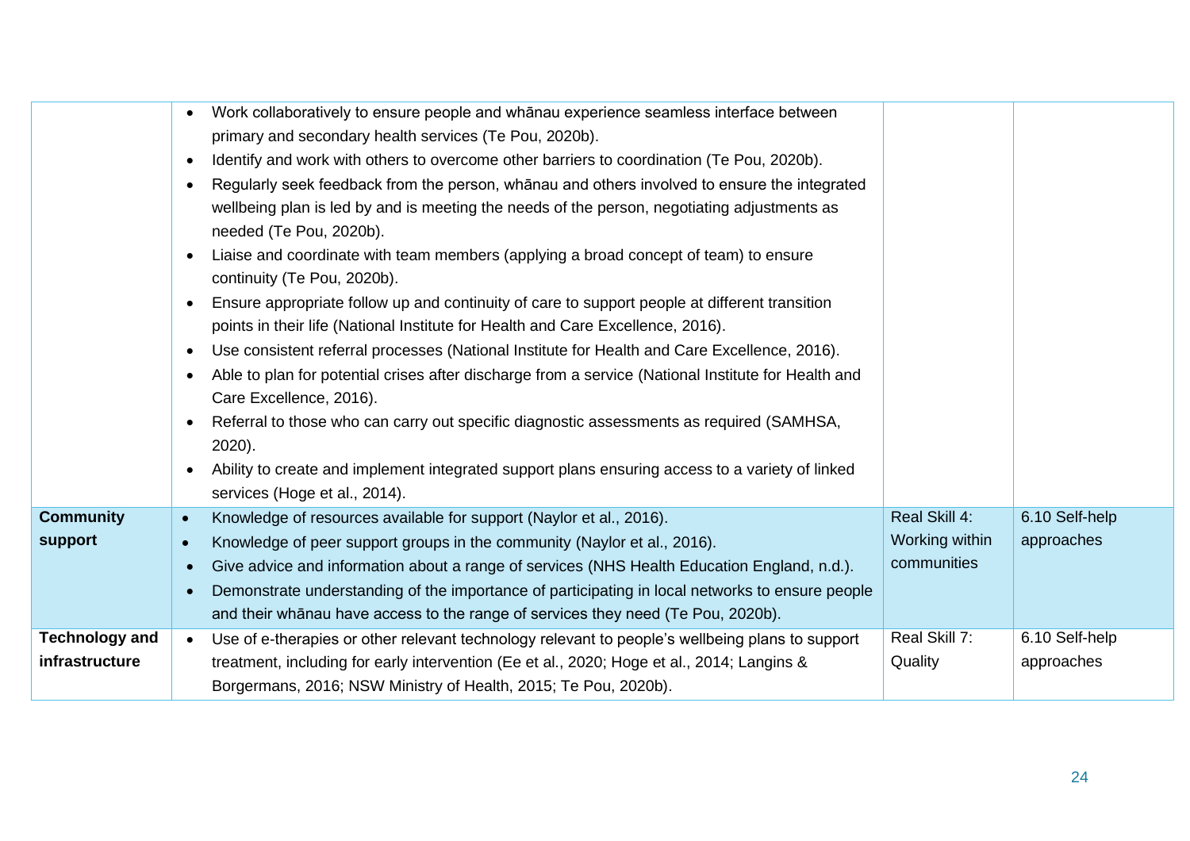| | | | |
|---|---|---|---|
| | • Work collaboratively to ensure people and whānau experience seamless interface between primary and secondary health services (Te Pou, 2020b).<br>• Identify and work with others to overcome other barriers to coordination (Te Pou, 2020b).<br>• Regularly seek feedback from the person, whānau and others involved to ensure the integrated wellbeing plan is led by and is meeting the needs of the person, negotiating adjustments as needed (Te Pou, 2020b).<br>• Liaise and coordinate with team members (applying a broad concept of team) to ensure continuity (Te Pou, 2020b).<br>• Ensure appropriate follow up and continuity of care to support people at different transition points in their life (National Institute for Health and Care Excellence, 2016).<br>• Use consistent referral processes (National Institute for Health and Care Excellence, 2016).<br>• Able to plan for potential crises after discharge from a service (National Institute for Health and Care Excellence, 2016).<br>• Referral to those who can carry out specific diagnostic assessments as required (SAMHSA, 2020).<br>• Ability to create and implement integrated support plans ensuring access to a variety of linked services (Hoge et al., 2014). | | |
| **Community support** | • Knowledge of resources available for support (Naylor et al., 2016).<br>• Knowledge of peer support groups in the community (Naylor et al., 2016).<br>• Give advice and information about a range of services (NHS Health Education England, n.d.).<br>• Demonstrate understanding of the importance of participating in local networks to ensure people and their whānau have access to the range of services they need (Te Pou, 2020b). | Real Skill 4: Working within communities | 6.10 Self-help approaches |
| **Technology and infrastructure** | • Use of e-therapies or other relevant technology relevant to people's wellbeing plans to support treatment, including for early intervention (Ee et al., 2020; Hoge et al., 2014; Langins & Borgermans, 2016; NSW Ministry of Health, 2015; Te Pou, 2020b). | Real Skill 7: Quality | 6.10 Self-help approaches |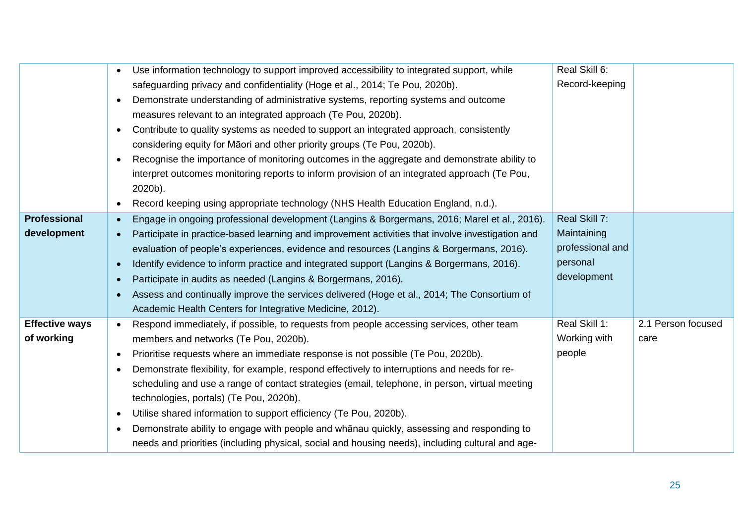| | | | |
|---|---|---|---|
| | • Use information technology to support improved accessibility to integrated support, while safeguarding privacy and confidentiality (Hoge et al., 2014; Te Pou, 2020b).<br>• Demonstrate understanding of administrative systems, reporting systems and outcome measures relevant to an integrated approach (Te Pou, 2020b).<br>• Contribute to quality systems as needed to support an integrated approach, consistently considering equity for Māori and other priority groups (Te Pou, 2020b).<br>• Recognise the importance of monitoring outcomes in the aggregate and demonstrate ability to interpret outcomes monitoring reports to inform provision of an integrated approach (Te Pou, 2020b).<br>• Record keeping using appropriate technology (NHS Health Education England, n.d.). | Real Skill 6: Record-keeping | |
| **Professional development** | • Engage in ongoing professional development (Langins & Borgermans, 2016; Marel et al., 2016).<br>• Participate in practice-based learning and improvement activities that involve investigation and evaluation of people's experiences, evidence and resources (Langins & Borgermans, 2016).<br>• Identify evidence to inform practice and integrated support (Langins & Borgermans, 2016).<br>• Participate in audits as needed (Langins & Borgermans, 2016).<br>• Assess and continually improve the services delivered (Hoge et al., 2014; The Consortium of Academic Health Centers for Integrative Medicine, 2012). | Real Skill 7: Maintaining professional and personal development | |
| **Effective ways of working** | • Respond immediately, if possible, to requests from people accessing services, other team members and networks (Te Pou, 2020b).<br>• Prioritise requests where an immediate response is not possible (Te Pou, 2020b).<br>• Demonstrate flexibility, for example, respond effectively to interruptions and needs for re-scheduling and use a range of contact strategies (email, telephone, in person, virtual meeting technologies, portals) (Te Pou, 2020b).<br>• Utilise shared information to support efficiency (Te Pou, 2020b).<br>• Demonstrate ability to engage with people and whānau quickly, assessing and responding to needs and priorities (including physical, social and housing needs), including cultural and age- | Real Skill 1: Working with people | 2.1 Person focused care |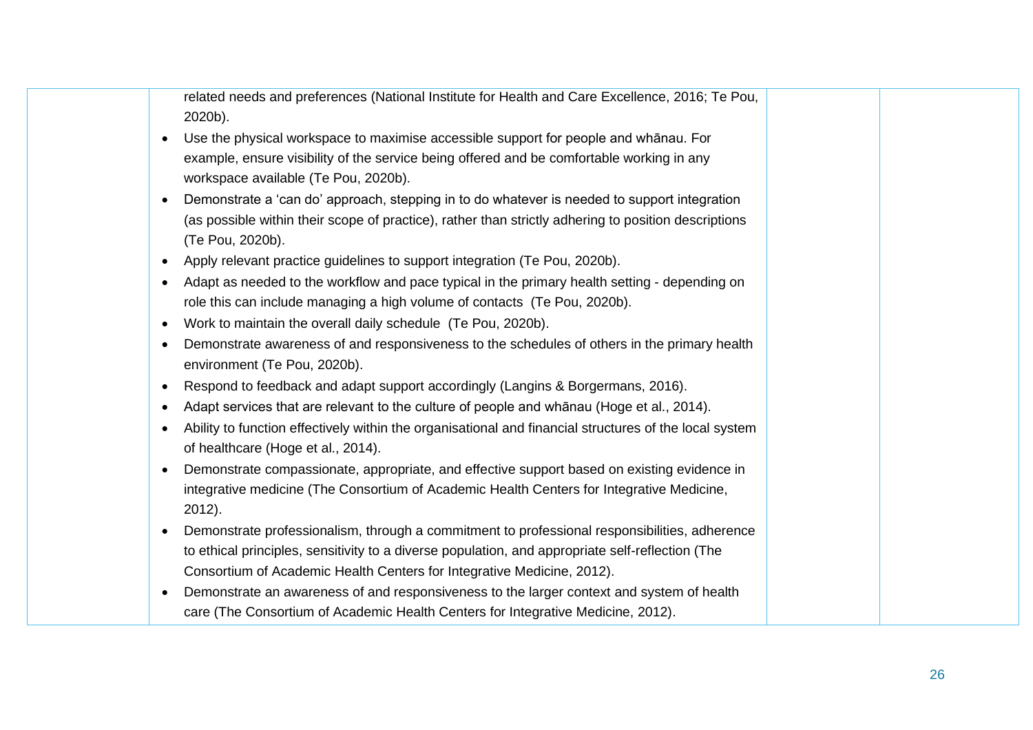| | | | |
|---|---|---|---|
| | related needs and preferences (National Institute for Health and Care Excellence, 2016; Te Pou, 2020b).<br>• Use the physical workspace to maximise accessible support for people and whānau. For example, ensure visibility of the service being offered and be comfortable working in any workspace available (Te Pou, 2020b).<br>• Demonstrate a 'can do' approach, stepping in to do whatever is needed to support integration (as possible within their scope of practice), rather than strictly adhering to position descriptions (Te Pou, 2020b).<br>• Apply relevant practice guidelines to support integration (Te Pou, 2020b).<br>• Adapt as needed to the workflow and pace typical in the primary health setting - depending on role this can include managing a high volume of contacts (Te Pou, 2020b).<br>• Work to maintain the overall daily schedule (Te Pou, 2020b).<br>• Demonstrate awareness of and responsiveness to the schedules of others in the primary health environment (Te Pou, 2020b).<br>• Respond to feedback and adapt support accordingly (Langins & Borgermans, 2016).<br>• Adapt services that are relevant to the culture of people and whānau (Hoge et al., 2014).<br>• Ability to function effectively within the organisational and financial structures of the local system of healthcare (Hoge et al., 2014).<br>• Demonstrate compassionate, appropriate, and effective support based on existing evidence in integrative medicine (The Consortium of Academic Health Centers for Integrative Medicine, 2012).<br>• Demonstrate professionalism, through a commitment to professional responsibilities, adherence to ethical principles, sensitivity to a diverse population, and appropriate self-reflection (The Consortium of Academic Health Centers for Integrative Medicine, 2012).<br>• Demonstrate an awareness of and responsiveness to the larger context and system of health care (The Consortium of Academic Health Centers for Integrative Medicine, 2012). | | |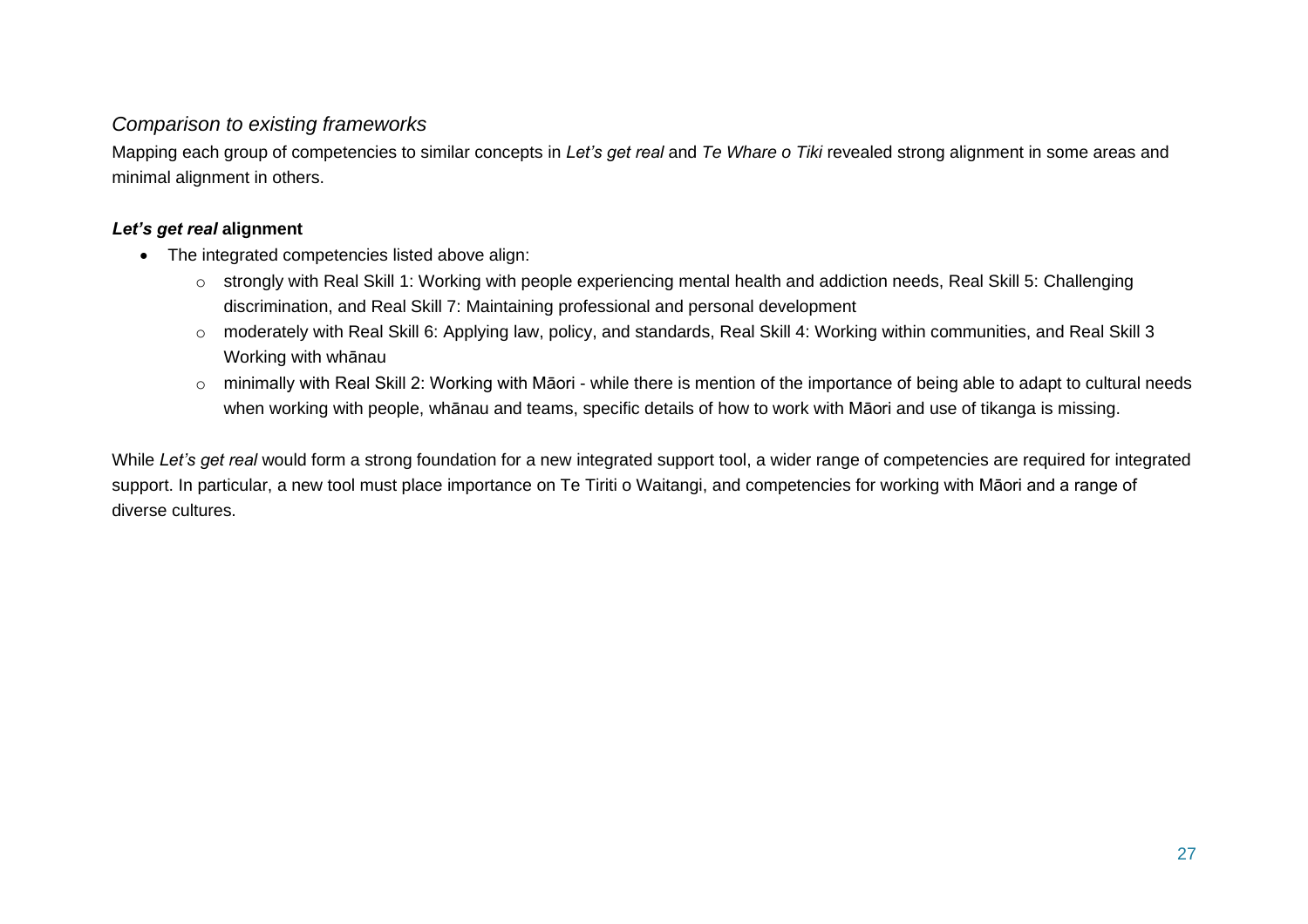### *Comparison to existing frameworks*

Mapping each group of competencies to similar concepts in *Let's get real* and *Te Whare o Tiki* revealed strong alignment in some areas and minimal alignment in others.

#### ***Let's get real* alignment**

- The integrated competencies listed above align:
  - strongly with Real Skill 1: Working with people experiencing mental health and addiction needs, Real Skill 5: Challenging discrimination, and Real Skill 7: Maintaining professional and personal development
  - moderately with Real Skill 6: Applying law, policy, and standards, Real Skill 4: Working within communities, and Real Skill 3 Working with whānau
  - minimally with Real Skill 2: Working with Māori - while there is mention of the importance of being able to adapt to cultural needs when working with people, whānau and teams, specific details of how to work with Māori and use of tikanga is missing.

While *Let's get real* would form a strong foundation for a new integrated support tool, a wider range of competencies are required for integrated support. In particular, a new tool must place importance on Te Tiriti o Waitangi, and competencies for working with Māori and a range of diverse cultures.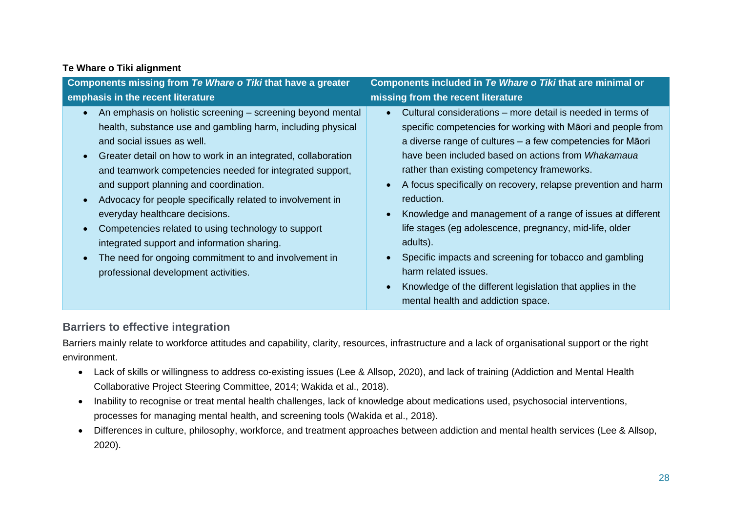**Te Whare o Tiki alignment**

| Components missing from *Te Whare o Tiki* that have a greater emphasis in the recent literature | Components included in *Te Whare o Tiki* that are minimal or missing from the recent literature |
|---|---|
| • An emphasis on holistic screening – screening beyond mental health, substance use and gambling harm, including physical and social issues as well.<br>• Greater detail on how to work in an integrated, collaboration and teamwork competencies needed for integrated support, and support planning and coordination.<br>• Advocacy for people specifically related to involvement in everyday healthcare decisions.<br>• Competencies related to using technology to support integrated support and information sharing.<br>• The need for ongoing commitment to and involvement in professional development activities. | • Cultural considerations – more detail is needed in terms of specific competencies for working with Māori and people from a diverse range of cultures – a few competencies for Māori have been included based on actions from *Whakamaua* rather than existing competency frameworks.<br>• A focus specifically on recovery, relapse prevention and harm reduction.<br>• Knowledge and management of a range of issues at different life stages (eg adolescence, pregnancy, mid-life, older adults).<br>• Specific impacts and screening for tobacco and gambling harm related issues.<br>• Knowledge of the different legislation that applies in the mental health and addiction space. |

## Barriers to effective integration

Barriers mainly relate to workforce attitudes and capability, clarity, resources, infrastructure and a lack of organisational support or the right environment.

- Lack of skills or willingness to address co-existing issues (Lee & Allsop, 2020), and lack of training (Addiction and Mental Health Collaborative Project Steering Committee, 2014; Wakida et al., 2018).
- Inability to recognise or treat mental health challenges, lack of knowledge about medications used, psychosocial interventions, processes for managing mental health, and screening tools (Wakida et al., 2018).
- Differences in culture, philosophy, workforce, and treatment approaches between addiction and mental health services (Lee & Allsop, 2020).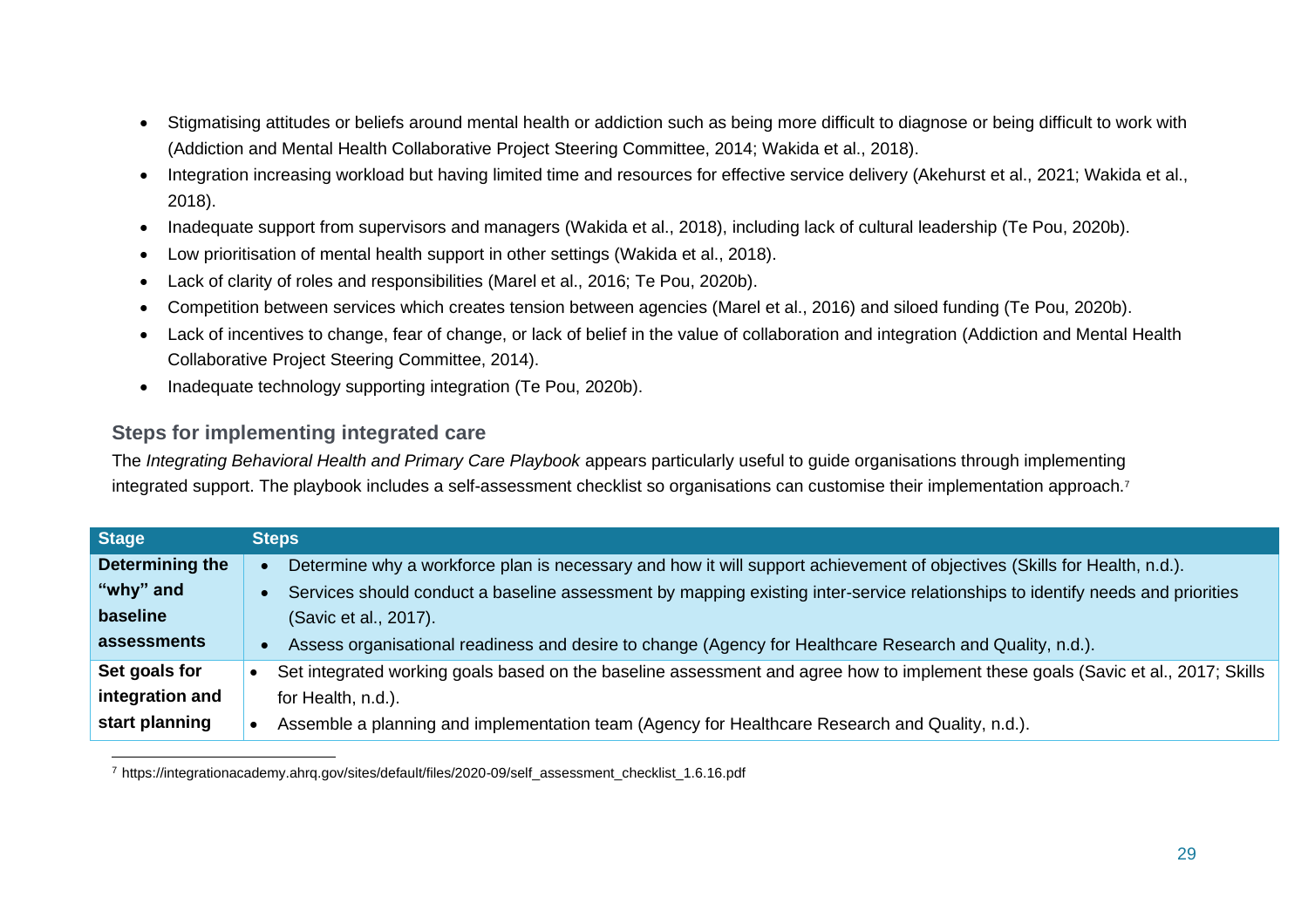- Stigmatising attitudes or beliefs around mental health or addiction such as being more difficult to diagnose or being difficult to work with (Addiction and Mental Health Collaborative Project Steering Committee, 2014; Wakida et al., 2018).
- Integration increasing workload but having limited time and resources for effective service delivery (Akehurst et al., 2021; Wakida et al., 2018).
- Inadequate support from supervisors and managers (Wakida et al., 2018), including lack of cultural leadership (Te Pou, 2020b).
- Low prioritisation of mental health support in other settings (Wakida et al., 2018).
- Lack of clarity of roles and responsibilities (Marel et al., 2016; Te Pou, 2020b).
- Competition between services which creates tension between agencies (Marel et al., 2016) and siloed funding (Te Pou, 2020b).
- Lack of incentives to change, fear of change, or lack of belief in the value of collaboration and integration (Addiction and Mental Health Collaborative Project Steering Committee, 2014).
- Inadequate technology supporting integration (Te Pou, 2020b).

### Steps for implementing integrated care

The *Integrating Behavioral Health and Primary Care Playbook* appears particularly useful to guide organisations through implementing integrated support. The playbook includes a self-assessment checklist so organisations can customise their implementation approach.[7]

| Stage | Steps |
|---|---|
| **Determining the "why" and baseline assessments** | • Determine why a workforce plan is necessary and how it will support achievement of objectives (Skills for Health, n.d.).<br>• Services should conduct a baseline assessment by mapping existing inter-service relationships to identify needs and priorities (Savic et al., 2017).<br>• Assess organisational readiness and desire to change (Agency for Healthcare Research and Quality, n.d.). |
| **Set goals for integration and start planning** | • Set integrated working goals based on the baseline assessment and agree how to implement these goals (Savic et al., 2017; Skills for Health, n.d.).<br>• Assemble a planning and implementation team (Agency for Healthcare Research and Quality, n.d.). |

[7] https://integrationacademy.ahrq.gov/sites/default/files/2020-09/self_assessment_checklist_1.6.16.pdf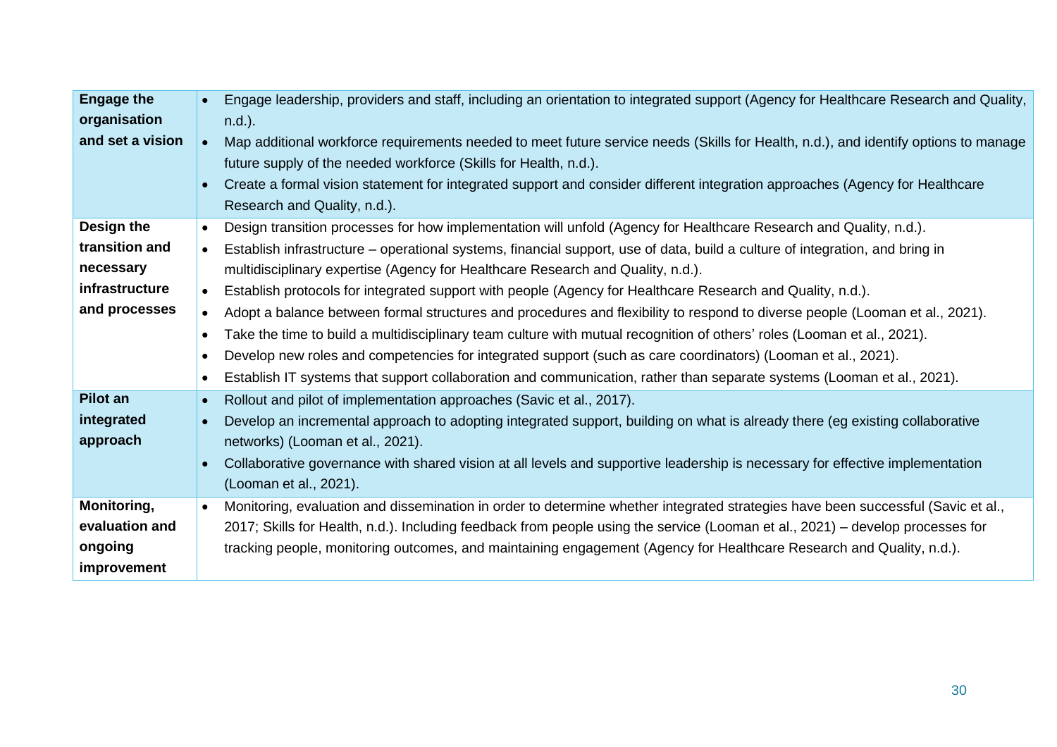| | |
|---|---|
| **Engage the organisation and set a vision** | • Engage leadership, providers and staff, including an orientation to integrated support (Agency for Healthcare Research and Quality, n.d.).<br>• Map additional workforce requirements needed to meet future service needs (Skills for Health, n.d.), and identify options to manage future supply of the needed workforce (Skills for Health, n.d.).<br>• Create a formal vision statement for integrated support and consider different integration approaches (Agency for Healthcare Research and Quality, n.d.). |
| **Design the transition and necessary infrastructure and processes** | • Design transition processes for how implementation will unfold (Agency for Healthcare Research and Quality, n.d.).<br>• Establish infrastructure – operational systems, financial support, use of data, build a culture of integration, and bring in multidisciplinary expertise (Agency for Healthcare Research and Quality, n.d.).<br>• Establish protocols for integrated support with people (Agency for Healthcare Research and Quality, n.d.).<br>• Adopt a balance between formal structures and procedures and flexibility to respond to diverse people (Looman et al., 2021).<br>• Take the time to build a multidisciplinary team culture with mutual recognition of others' roles (Looman et al., 2021).<br>• Develop new roles and competencies for integrated support (such as care coordinators) (Looman et al., 2021).<br>• Establish IT systems that support collaboration and communication, rather than separate systems (Looman et al., 2021). |
| **Pilot an integrated approach** | • Rollout and pilot of implementation approaches (Savic et al., 2017).<br>• Develop an incremental approach to adopting integrated support, building on what is already there (eg existing collaborative networks) (Looman et al., 2021).<br>• Collaborative governance with shared vision at all levels and supportive leadership is necessary for effective implementation (Looman et al., 2021). |
| **Monitoring, evaluation and ongoing improvement** | • Monitoring, evaluation and dissemination in order to determine whether integrated strategies have been successful (Savic et al., 2017; Skills for Health, n.d.). Including feedback from people using the service (Looman et al., 2021) – develop processes for tracking people, monitoring outcomes, and maintaining engagement (Agency for Healthcare Research and Quality, n.d.). |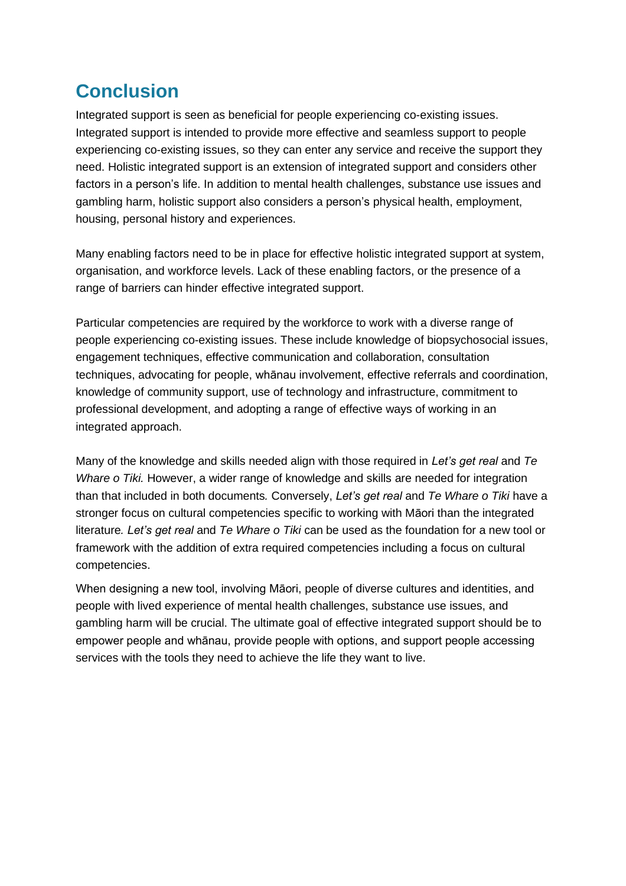# Conclusion

Integrated support is seen as beneficial for people experiencing co-existing issues. Integrated support is intended to provide more effective and seamless support to people experiencing co-existing issues, so they can enter any service and receive the support they need. Holistic integrated support is an extension of integrated support and considers other factors in a person's life. In addition to mental health challenges, substance use issues and gambling harm, holistic support also considers a person's physical health, employment, housing, personal history and experiences.

Many enabling factors need to be in place for effective holistic integrated support at system, organisation, and workforce levels. Lack of these enabling factors, or the presence of a range of barriers can hinder effective integrated support.

Particular competencies are required by the workforce to work with a diverse range of people experiencing co-existing issues. These include knowledge of biopsychosocial issues, engagement techniques, effective communication and collaboration, consultation techniques, advocating for people, whānau involvement, effective referrals and coordination, knowledge of community support, use of technology and infrastructure, commitment to professional development, and adopting a range of effective ways of working in an integrated approach.

Many of the knowledge and skills needed align with those required in *Let's get real* and *Te Whare o Tiki.* However, a wider range of knowledge and skills are needed for integration than that included in both documents*.* Conversely, *Let's get real* and *Te Whare o Tiki* have a stronger focus on cultural competencies specific to working with Māori than the integrated literature*. Let's get real* and *Te Whare o Tiki* can be used as the foundation for a new tool or framework with the addition of extra required competencies including a focus on cultural competencies.

When designing a new tool, involving Māori, people of diverse cultures and identities, and people with lived experience of mental health challenges, substance use issues, and gambling harm will be crucial. The ultimate goal of effective integrated support should be to empower people and whānau, provide people with options, and support people accessing services with the tools they need to achieve the life they want to live.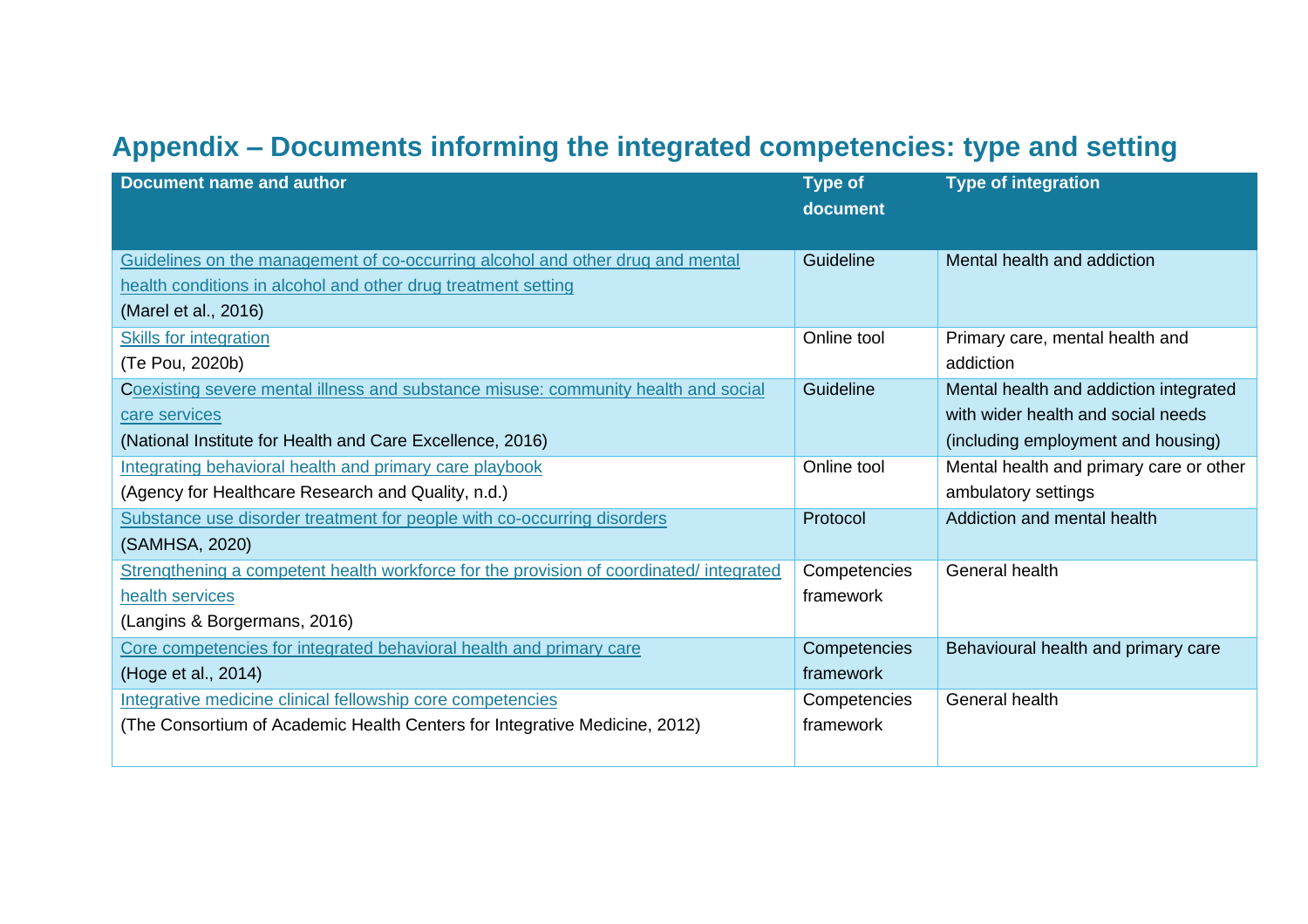## Appendix – Documents informing the integrated competencies: type and setting

| Document name and author | Type of document | Type of integration |
| --- | --- | --- |
| Guidelines on the management of co-occurring alcohol and other drug and mental health conditions in alcohol and other drug treatment setting (Marel et al., 2016) | Guideline | Mental health and addiction |
| Skills for integration (Te Pou, 2020b) | Online tool | Primary care, mental health and addiction |
| Coexisting severe mental illness and substance misuse: community health and social care services (National Institute for Health and Care Excellence, 2016) | Guideline | Mental health and addiction integrated with wider health and social needs (including employment and housing) |
| Integrating behavioral health and primary care playbook (Agency for Healthcare Research and Quality, n.d.) | Online tool | Mental health and primary care or other ambulatory settings |
| Substance use disorder treatment for people with co-occurring disorders (SAMHSA, 2020) | Protocol | Addiction and mental health |
| Strengthening a competent health workforce for the provision of coordinated/ integrated health services (Langins & Borgermans, 2016) | Competencies framework | General health |
| Core competencies for integrated behavioral health and primary care (Hoge et al., 2014) | Competencies framework | Behavioural health and primary care |
| Integrative medicine clinical fellowship core competencies (The Consortium of Academic Health Centers for Integrative Medicine, 2012) | Competencies framework | General health |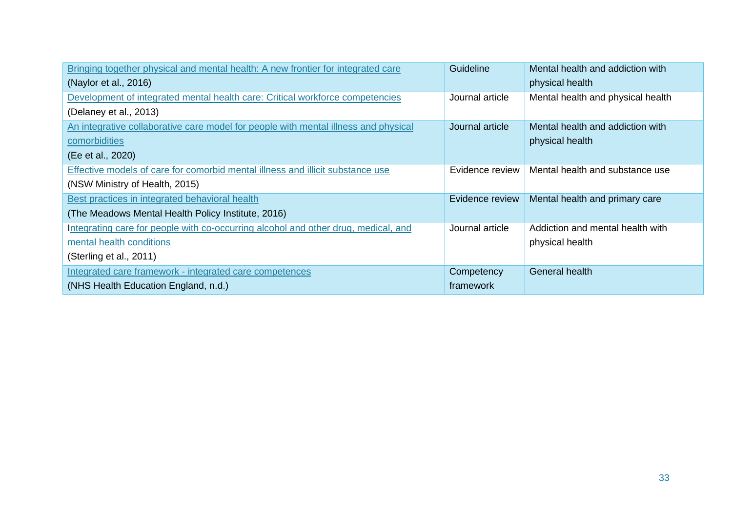| | | |
|---|---|---|
| Bringing together physical and mental health: A new frontier for integrated care (Naylor et al., 2016) | Guideline | Mental health and addiction with physical health |
| Development of integrated mental health care: Critical workforce competencies (Delaney et al., 2013) | Journal article | Mental health and physical health |
| An integrative collaborative care model for people with mental illness and physical comorbidities (Ee et al., 2020) | Journal article | Mental health and addiction with physical health |
| Effective models of care for comorbid mental illness and illicit substance use (NSW Ministry of Health, 2015) | Evidence review | Mental health and substance use |
| Best practices in integrated behavioral health (The Meadows Mental Health Policy Institute, 2016) | Evidence review | Mental health and primary care |
| Integrating care for people with co-occurring alcohol and other drug, medical, and mental health conditions (Sterling et al., 2011) | Journal article | Addiction and mental health with physical health |
| Integrated care framework - integrated care competences (NHS Health Education England, n.d.) | Competency framework | General health |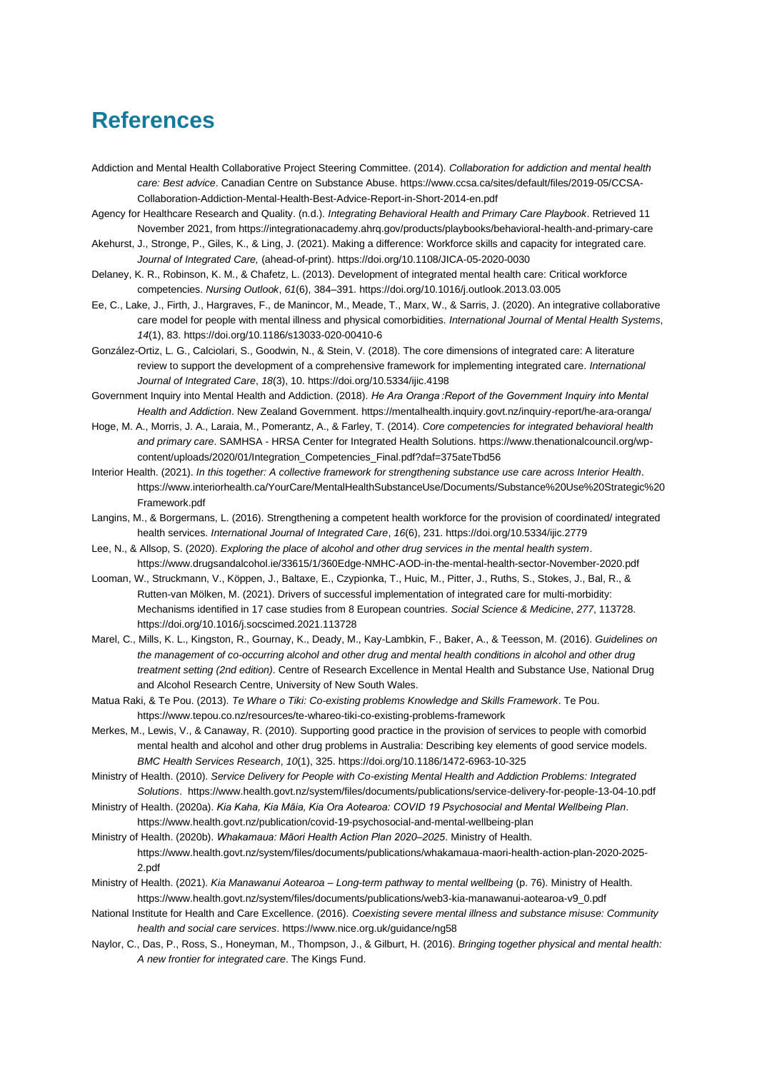# References

Addiction and Mental Health Collaborative Project Steering Committee. (2014). *Collaboration for addiction and mental health care: Best advice*. Canadian Centre on Substance Abuse. https://www.ccsa.ca/sites/default/files/2019-05/CCSA-Collaboration-Addiction-Mental-Health-Best-Advice-Report-in-Short-2014-en.pdf

Agency for Healthcare Research and Quality. (n.d.). *Integrating Behavioral Health and Primary Care Playbook*. Retrieved 11 November 2021, from https://integrationacademy.ahrq.gov/products/playbooks/behavioral-health-and-primary-care

Akehurst, J., Stronge, P., Giles, K., & Ling, J. (2021). Making a difference: Workforce skills and capacity for integrated care. *Journal of Integrated Care,* (ahead-of-print). https://doi.org/10.1108/JICA-05-2020-0030

Delaney, K. R., Robinson, K. M., & Chafetz, L. (2013). Development of integrated mental health care: Critical workforce competencies. *Nursing Outlook*, *61*(6), 384–391. https://doi.org/10.1016/j.outlook.2013.03.005

Ee, C., Lake, J., Firth, J., Hargraves, F., de Manincor, M., Meade, T., Marx, W., & Sarris, J. (2020). An integrative collaborative care model for people with mental illness and physical comorbidities. *International Journal of Mental Health Systems*, *14*(1), 83. https://doi.org/10.1186/s13033-020-00410-6

González-Ortiz, L. G., Calciolari, S., Goodwin, N., & Stein, V. (2018). The core dimensions of integrated care: A literature review to support the development of a comprehensive framework for implementing integrated care. *International Journal of Integrated Care*, *18*(3), 10. https://doi.org/10.5334/ijic.4198

Government Inquiry into Mental Health and Addiction. (2018). *He Ara Oranga :Report of the Government Inquiry into Mental Health and Addiction*. New Zealand Government. https://mentalhealth.inquiry.govt.nz/inquiry-report/he-ara-oranga/

Hoge, M. A., Morris, J. A., Laraia, M., Pomerantz, A., & Farley, T. (2014). *Core competencies for integrated behavioral health and primary care*. SAMHSA - HRSA Center for Integrated Health Solutions. https://www.thenationalcouncil.org/wp-content/uploads/2020/01/Integration_Competencies_Final.pdf?daf=375ateTbd56

Interior Health. (2021). *In this together: A collective framework for strengthening substance use care across Interior Health*. https://www.interiorhealth.ca/YourCare/MentalHealthSubstanceUse/Documents/Substance%20Use%20Strategic%20Framework.pdf

Langins, M., & Borgermans, L. (2016). Strengthening a competent health workforce for the provision of coordinated/ integrated health services. *International Journal of Integrated Care*, *16*(6), 231. https://doi.org/10.5334/ijic.2779

Lee, N., & Allsop, S. (2020). *Exploring the place of alcohol and other drug services in the mental health system*. https://www.drugsandalcohol.ie/33615/1/360Edge-NMHC-AOD-in-the-mental-health-sector-November-2020.pdf

Looman, W., Struckmann, V., Köppen, J., Baltaxe, E., Czypionka, T., Huic, M., Pitter, J., Ruths, S., Stokes, J., Bal, R., & Rutten-van Mölken, M. (2021). Drivers of successful implementation of integrated care for multi-morbidity: Mechanisms identified in 17 case studies from 8 European countries. *Social Science & Medicine*, *277*, 113728. https://doi.org/10.1016/j.socscimed.2021.113728

Marel, C., Mills, K. L., Kingston, R., Gournay, K., Deady, M., Kay-Lambkin, F., Baker, A., & Teesson, M. (2016). *Guidelines on the management of co-occurring alcohol and other drug and mental health conditions in alcohol and other drug treatment setting (2nd edition)*. Centre of Research Excellence in Mental Health and Substance Use, National Drug and Alcohol Research Centre, University of New South Wales.

Matua Raki, & Te Pou. (2013). *Te Whare o Tiki: Co-existing problems Knowledge and Skills Framework*. Te Pou. https://www.tepou.co.nz/resources/te-whareo-tiki-co-existing-problems-framework

Merkes, M., Lewis, V., & Canaway, R. (2010). Supporting good practice in the provision of services to people with comorbid mental health and alcohol and other drug problems in Australia: Describing key elements of good service models. *BMC Health Services Research*, *10*(1), 325. https://doi.org/10.1186/1472-6963-10-325

Ministry of Health. (2010). *Service Delivery for People with Co-existing Mental Health and Addiction Problems: Integrated Solutions*. https://www.health.govt.nz/system/files/documents/publications/service-delivery-for-people-13-04-10.pdf

Ministry of Health. (2020a). *Kia Kaha, Kia Māia, Kia Ora Aotearoa: COVID 19 Psychosocial and Mental Wellbeing Plan*. https://www.health.govt.nz/publication/covid-19-psychosocial-and-mental-wellbeing-plan

Ministry of Health. (2020b). *Whakamaua: Māori Health Action Plan 2020–2025*. Ministry of Health. https://www.health.govt.nz/system/files/documents/publications/whakamaua-maori-health-action-plan-2020-2025-2.pdf

Ministry of Health. (2021). *Kia Manawanui Aotearoa – Long-term pathway to mental wellbeing* (p. 76). Ministry of Health. https://www.health.govt.nz/system/files/documents/publications/web3-kia-manawanui-aotearoa-v9_0.pdf

National Institute for Health and Care Excellence. (2016). *Coexisting severe mental illness and substance misuse: Community health and social care services*. https://www.nice.org.uk/guidance/ng58

Naylor, C., Das, P., Ross, S., Honeyman, M., Thompson, J., & Gilburt, H. (2016). *Bringing together physical and mental health: A new frontier for integrated care*. The Kings Fund.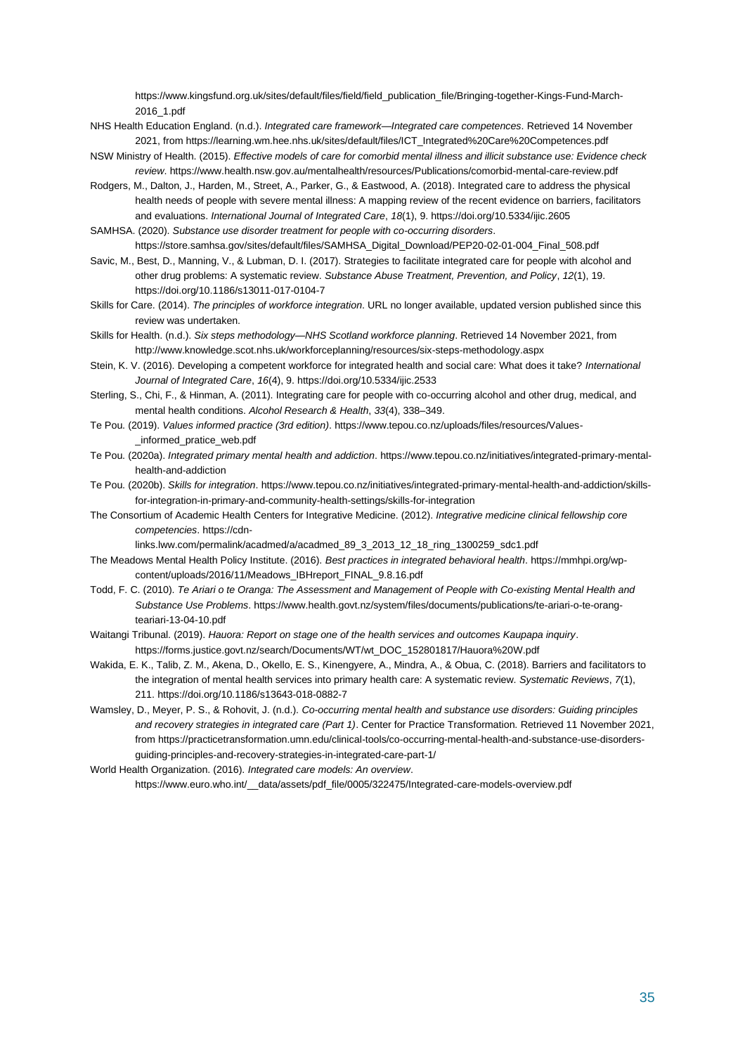https://www.kingsfund.org.uk/sites/default/files/field/field_publication_file/Bringing-together-Kings-Fund-March-2016_1.pdf

NHS Health Education England. (n.d.). *Integrated care framework—Integrated care competences*. Retrieved 14 November 2021, from https://learning.wm.hee.nhs.uk/sites/default/files/ICT_Integrated%20Care%20Competences.pdf

NSW Ministry of Health. (2015). *Effective models of care for comorbid mental illness and illicit substance use: Evidence check review*. https://www.health.nsw.gov.au/mentalhealth/resources/Publications/comorbid-mental-care-review.pdf

Rodgers, M., Dalton, J., Harden, M., Street, A., Parker, G., & Eastwood, A. (2018). Integrated care to address the physical health needs of people with severe mental illness: A mapping review of the recent evidence on barriers, facilitators and evaluations. *International Journal of Integrated Care*, *18*(1), 9. https://doi.org/10.5334/ijic.2605

SAMHSA. (2020). *Substance use disorder treatment for people with co-occurring disorders*. https://store.samhsa.gov/sites/default/files/SAMHSA_Digital_Download/PEP20-02-01-004_Final_508.pdf

Savic, M., Best, D., Manning, V., & Lubman, D. I. (2017). Strategies to facilitate integrated care for people with alcohol and other drug problems: A systematic review. *Substance Abuse Treatment, Prevention, and Policy*, *12*(1), 19. https://doi.org/10.1186/s13011-017-0104-7

Skills for Care. (2014). *The principles of workforce integration*. URL no longer available, updated version published since this review was undertaken.

Skills for Health. (n.d.). *Six steps methodology—NHS Scotland workforce planning*. Retrieved 14 November 2021, from http://www.knowledge.scot.nhs.uk/workforceplanning/resources/six-steps-methodology.aspx

Stein, K. V. (2016). Developing a competent workforce for integrated health and social care: What does it take? *International Journal of Integrated Care*, *16*(4), 9. https://doi.org/10.5334/ijic.2533

Sterling, S., Chi, F., & Hinman, A. (2011). Integrating care for people with co-occurring alcohol and other drug, medical, and mental health conditions. *Alcohol Research & Health*, *33*(4), 338–349.

Te Pou. (2019). *Values informed practice (3rd edition)*. https://www.tepou.co.nz/uploads/files/resources/Values-_informed_pratice_web.pdf

Te Pou. (2020a). *Integrated primary mental health and addiction*. https://www.tepou.co.nz/initiatives/integrated-primary-mental-health-and-addiction

Te Pou. (2020b). *Skills for integration*. https://www.tepou.co.nz/initiatives/integrated-primary-mental-health-and-addiction/skills-for-integration-in-primary-and-community-health-settings/skills-for-integration

The Consortium of Academic Health Centers for Integrative Medicine. (2012). *Integrative medicine clinical fellowship core competencies*. https://cdn-links.lww.com/permalink/acadmed/a/acadmed_89_3_2013_12_18_ring_1300259_sdc1.pdf

The Meadows Mental Health Policy Institute. (2016). *Best practices in integrated behavioral health*. https://mmhpi.org/wp-content/uploads/2016/11/Meadows_IBHreport_FINAL_9.8.16.pdf

Todd, F. C. (2010). *Te Ariari o te Oranga: The Assessment and Management of People with Co-existing Mental Health and Substance Use Problems*. https://www.health.govt.nz/system/files/documents/publications/te-ariari-o-te-orang-teariari-13-04-10.pdf

Waitangi Tribunal. (2019). *Hauora: Report on stage one of the health services and outcomes Kaupapa inquiry*. https://forms.justice.govt.nz/search/Documents/WT/wt_DOC_152801817/Hauora%20W.pdf

Wakida, E. K., Talib, Z. M., Akena, D., Okello, E. S., Kinengyere, A., Mindra, A., & Obua, C. (2018). Barriers and facilitators to the integration of mental health services into primary health care: A systematic review. *Systematic Reviews*, *7*(1), 211. https://doi.org/10.1186/s13643-018-0882-7

Wamsley, D., Meyer, P. S., & Rohovit, J. (n.d.). *Co-occurring mental health and substance use disorders: Guiding principles and recovery strategies in integrated care (Part 1)*. Center for Practice Transformation. Retrieved 11 November 2021, from https://practicetransformation.umn.edu/clinical-tools/co-occurring-mental-health-and-substance-use-disorders-guiding-principles-and-recovery-strategies-in-integrated-care-part-1/

World Health Organization. (2016). *Integrated care models: An overview*. https://www.euro.who.int/__data/assets/pdf_file/0005/322475/Integrated-care-models-overview.pdf